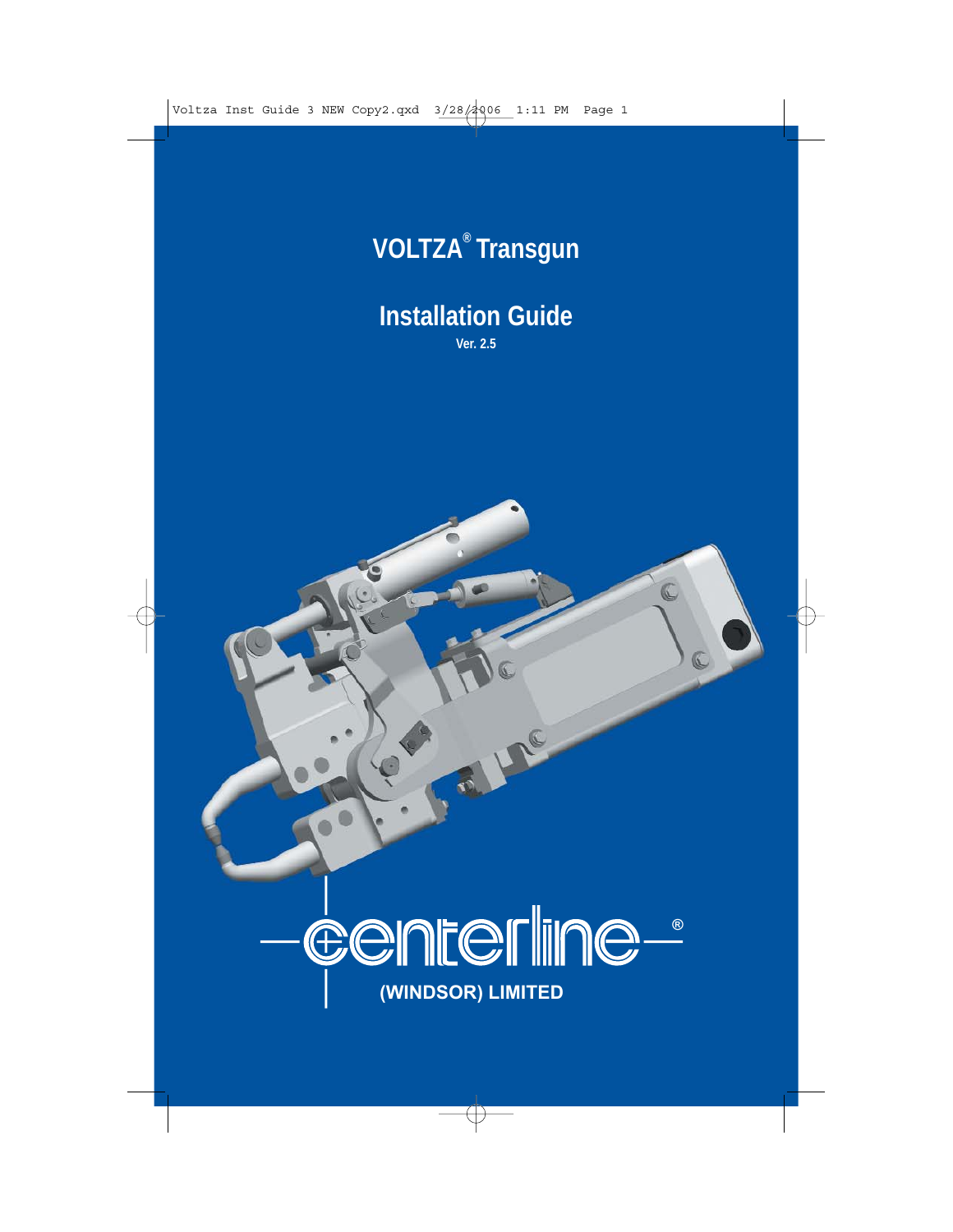# VOLTZA® Transgun

## Installation Guide

**Ver. 2.5**

centerline®

**(WINDSOR) LIMITED**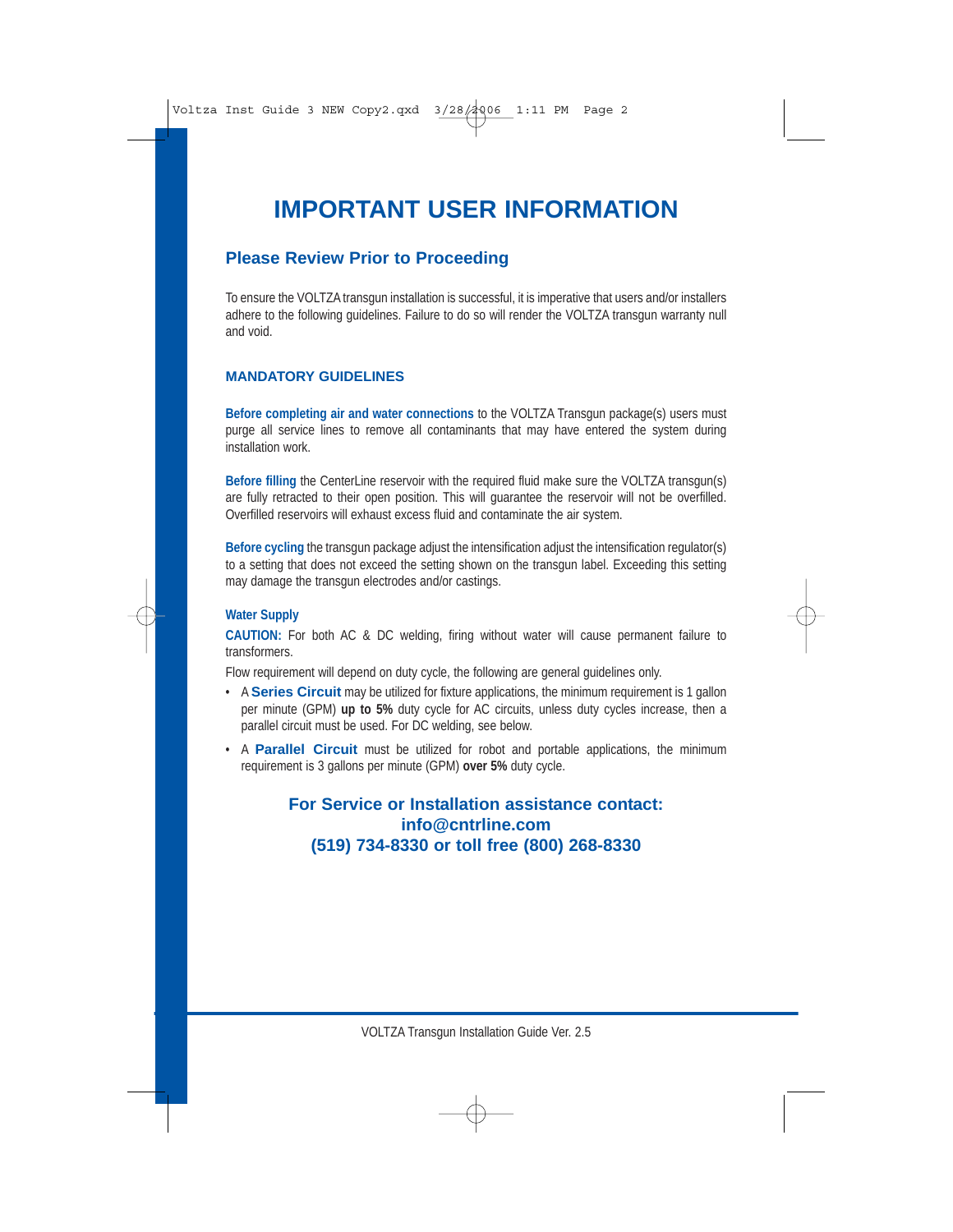# IMPORTANT USER INFORMATION

## Please Review Prior to Proceeding

To ensure the VOLTZA transgun installation is successful, it is imperative that users and/or installers adhere to the following guidelines. Failure to do so will render the VOLTZA transgun warranty null and void.

### MANDATORY GUIDELINES

**Before completing air and water connections** to the VOLTZA Transgun package(s) users must purge all service lines to remove all contaminants that may have entered the system during installation work.

**Before filling** the CenterLine reservoir with the required fluid make sure the VOLTZA transgun(s) are fully retracted to their open position. This will guarantee the reservoir will not be overfilled. Overfilled reservoirs will exhaust excess fluid and contaminate the air system.

**Before cycling** the transgun package adjust the intensification adjust the intensification regulator(s) to a setting that does not exceed the setting shown on the transgun label. Exceeding this setting may damage the transgun electrodes and/or castings.

#### Water Supply

**CAUTION:** For both AC & DC welding, firing without water will cause permanent failure to transformers.

Flow requirement will depend on duty cycle, the following are general guidelines only.

- A **Series Circuit** may be utilized for fixture applications, the minimum requirement is 1 gallon per minute (GPM) **up to 5%** duty cycle for AC circuits, unless duty cycles increase, then a parallel circuit must be used. For DC welding, see below.
- A **Parallel Circuit** must be utilized for robot and portable applications, the minimum requirement is 3 gallons per minute (GPM) **over 5%** duty cycle.

**For Service or Installation assistance contact:**
**info@cntrline.com**
**(519) 734-8330 or toll free (800) 268-8330**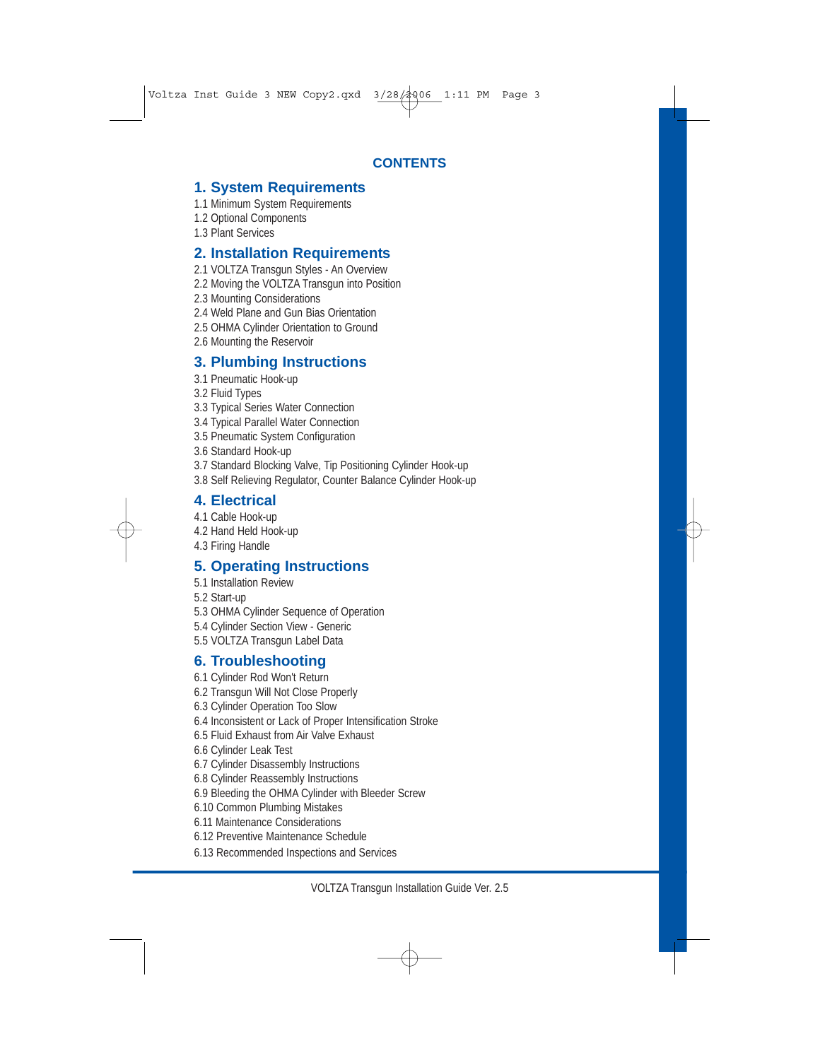# CONTENTS

## 1. System Requirements

1.1 Minimum System Requirements
1.2 Optional Components
1.3 Plant Services

## 2. Installation Requirements

2.1 VOLTZA Transgun Styles - An Overview
2.2 Moving the VOLTZA Transgun into Position
2.3 Mounting Considerations
2.4 Weld Plane and Gun Bias Orientation
2.5 OHMA Cylinder Orientation to Ground
2.6 Mounting the Reservoir

## 3. Plumbing Instructions

3.1 Pneumatic Hook-up
3.2 Fluid Types
3.3 Typical Series Water Connection
3.4 Typical Parallel Water Connection
3.5 Pneumatic System Configuration
3.6 Standard Hook-up
3.7 Standard Blocking Valve, Tip Positioning Cylinder Hook-up
3.8 Self Relieving Regulator, Counter Balance Cylinder Hook-up

## 4. Electrical

4.1 Cable Hook-up
4.2 Hand Held Hook-up
4.3 Firing Handle

## 5. Operating Instructions

5.1 Installation Review
5.2 Start-up
5.3 OHMA Cylinder Sequence of Operation
5.4 Cylinder Section View - Generic
5.5 VOLTZA Transgun Label Data

## 6. Troubleshooting

6.1 Cylinder Rod Won't Return
6.2 Transgun Will Not Close Properly
6.3 Cylinder Operation Too Slow
6.4 Inconsistent or Lack of Proper Intensification Stroke
6.5 Fluid Exhaust from Air Valve Exhaust
6.6 Cylinder Leak Test
6.7 Cylinder Disassembly Instructions
6.8 Cylinder Reassembly Instructions
6.9 Bleeding the OHMA Cylinder with Bleeder Screw
6.10 Common Plumbing Mistakes
6.11 Maintenance Considerations
6.12 Preventive Maintenance Schedule
6.13 Recommended Inspections and Services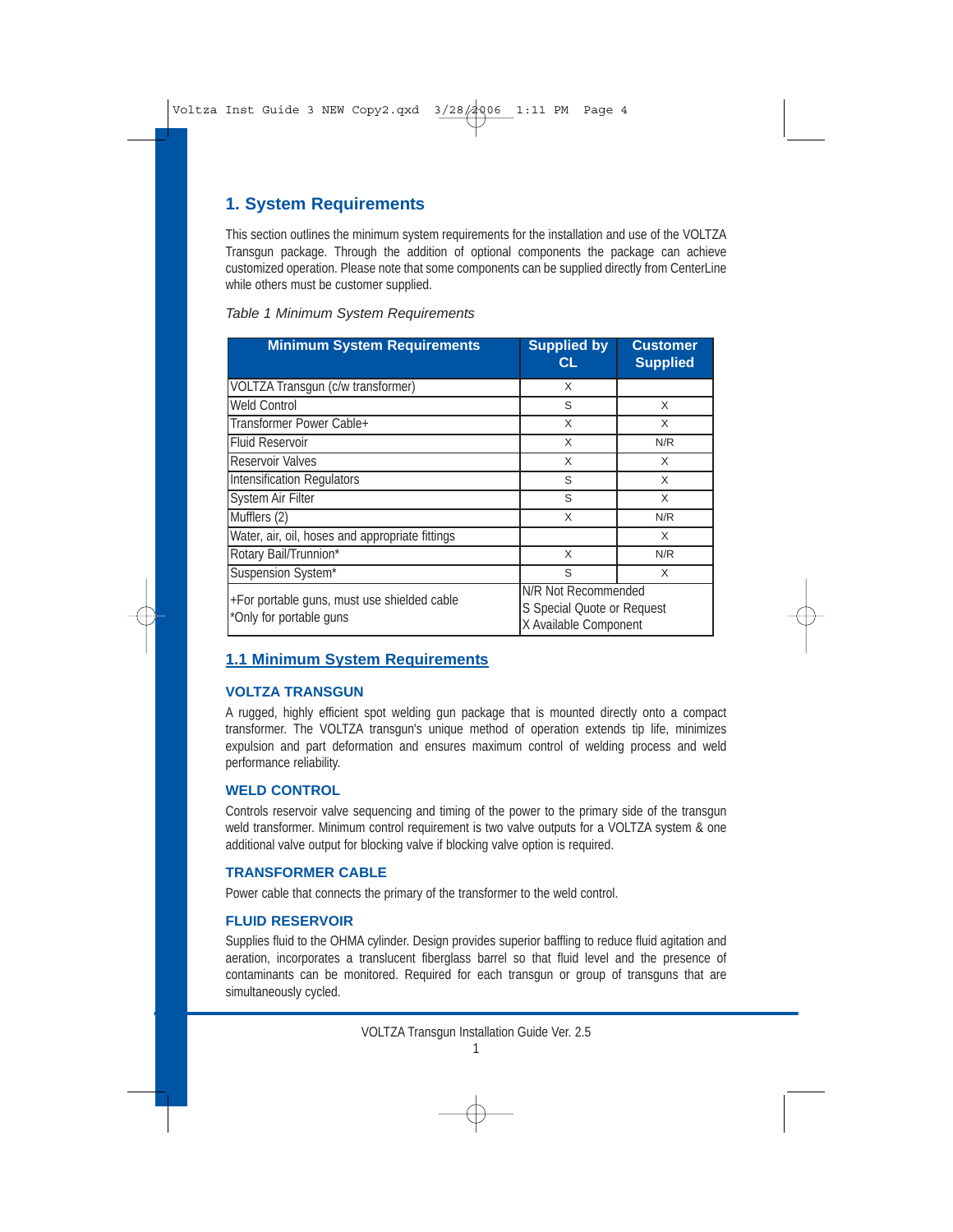## 1. System Requirements

This section outlines the minimum system requirements for the installation and use of the VOLTZA Transgun package. Through the addition of optional components the package can achieve customized operation. Please note that some components can be supplied directly from CenterLine while others must be customer supplied.

*Table 1 Minimum System Requirements*

| Minimum System Requirements | Supplied by CL | Customer Supplied |
|---|---|---|
| VOLTZA Transgun (c/w transformer) | X | |
| Weld Control | S | X |
| Transformer Power Cable+ | X | X |
| Fluid Reservoir | X | N/R |
| Reservoir Valves | X | X |
| Intensification Regulators | S | X |
| System Air Filter | S | X |
| Mufflers (2) | X | N/R |
| Water, air, oil, hoses and appropriate fittings | | X |
| Rotary Bail/Trunnion* | X | N/R |
| Suspension System* | S | X |
| +For portable guns, must use shielded cable<br>*Only for portable guns | N/R Not Recommended<br>S Special Quote or Request<br>X Available Component | |

### 1.1 Minimum System Requirements

#### VOLTZA TRANSGUN

A rugged, highly efficient spot welding gun package that is mounted directly onto a compact transformer. The VOLTZA transgun's unique method of operation extends tip life, minimizes expulsion and part deformation and ensures maximum control of welding process and weld performance reliability.

#### WELD CONTROL

Controls reservoir valve sequencing and timing of the power to the primary side of the transgun weld transformer. Minimum control requirement is two valve outputs for a VOLTZA system & one additional valve output for blocking valve if blocking valve option is required.

#### TRANSFORMER CABLE

Power cable that connects the primary of the transformer to the weld control.

#### FLUID RESERVOIR

Supplies fluid to the OHMA cylinder. Design provides superior baffling to reduce fluid agitation and aeration, incorporates a translucent fiberglass barrel so that fluid level and the presence of contaminants can be monitored. Required for each transgun or group of transguns that are simultaneously cycled.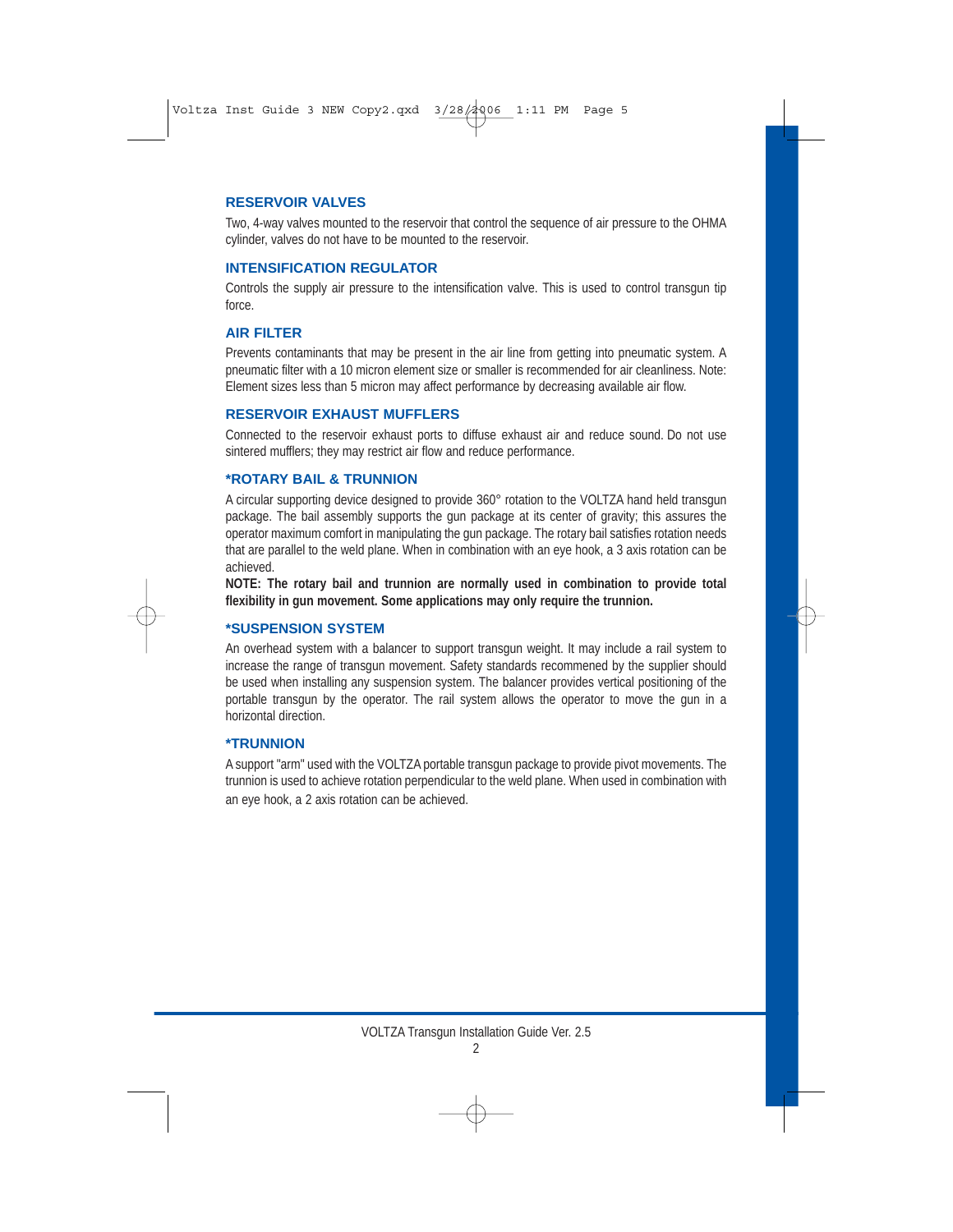## RESERVOIR VALVES

Two, 4-way valves mounted to the reservoir that control the sequence of air pressure to the OHMA cylinder, valves do not have to be mounted to the reservoir.

## INTENSIFICATION REGULATOR

Controls the supply air pressure to the intensification valve. This is used to control transgun tip force.

## AIR FILTER

Prevents contaminants that may be present in the air line from getting into pneumatic system. A pneumatic filter with a 10 micron element size or smaller is recommended for air cleanliness. Note: Element sizes less than 5 micron may affect performance by decreasing available air flow.

## RESERVOIR EXHAUST MUFFLERS

Connected to the reservoir exhaust ports to diffuse exhaust air and reduce sound. Do not use sintered mufflers; they may restrict air flow and reduce performance.

## *ROTARY BAIL & TRUNNION

A circular supporting device designed to provide 360° rotation to the VOLTZA hand held transgun package. The bail assembly supports the gun package at its center of gravity; this assures the operator maximum comfort in manipulating the gun package. The rotary bail satisfies rotation needs that are parallel to the weld plane. When in combination with an eye hook, a 3 axis rotation can be achieved.

**NOTE: The rotary bail and trunnion are normally used in combination to provide total flexibility in gun movement. Some applications may only require the trunnion.**

## *SUSPENSION SYSTEM

An overhead system with a balancer to support transgun weight. It may include a rail system to increase the range of transgun movement. Safety standards recommened by the supplier should be used when installing any suspension system. The balancer provides vertical positioning of the portable transgun by the operator. The rail system allows the operator to move the gun in a horizontal direction.

## *TRUNNION

A support "arm" used with the VOLTZA portable transgun package to provide pivot movements. The trunnion is used to achieve rotation perpendicular to the weld plane. When used in combination with an eye hook, a 2 axis rotation can be achieved.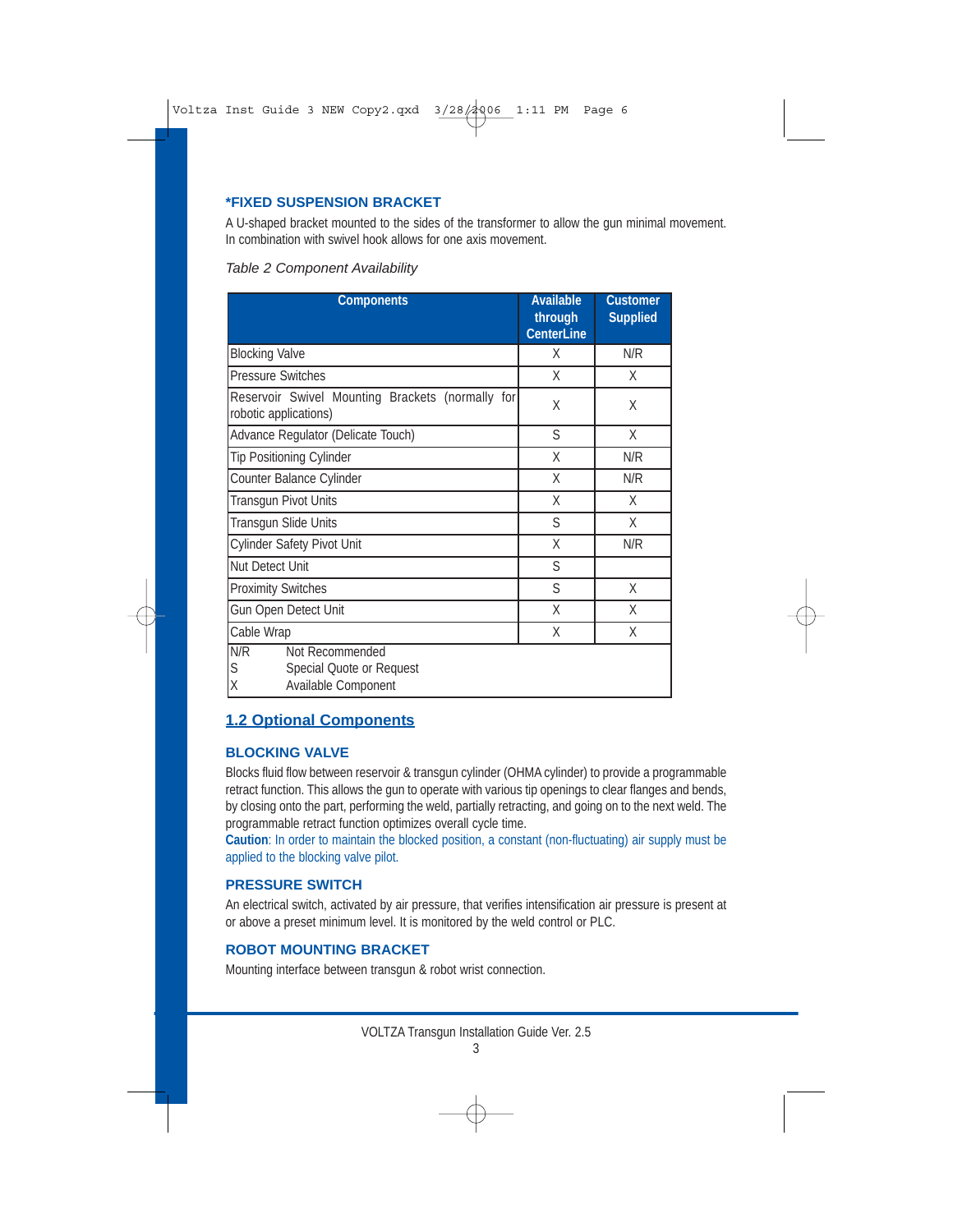### *FIXED SUSPENSION BRACKET

A U-shaped bracket mounted to the sides of the transformer to allow the gun minimal movement. In combination with swivel hook allows for one axis movement.

*Table 2 Component Availability*

| Components | Available through CenterLine | Customer Supplied |
|---|---|---|
| Blocking Valve | X | N/R |
| Pressure Switches | X | X |
| Reservoir Swivel Mounting Brackets (normally for robotic applications) | X | X |
| Advance Regulator (Delicate Touch) | S | X |
| Tip Positioning Cylinder | X | N/R |
| Counter Balance Cylinder | X | N/R |
| Transgun Pivot Units | X | X |
| Transgun Slide Units | S | X |
| Cylinder Safety Pivot Unit | X | N/R |
| Nut Detect Unit | S | |
| Proximity Switches | S | X |
| Gun Open Detect Unit | X | X |
| Cable Wrap | X | X |

N/R Not Recommended
S Special Quote or Request
X Available Component

## 1.2 Optional Components

### BLOCKING VALVE

Blocks fluid flow between reservoir & transgun cylinder (OHMA cylinder) to provide a programmable retract function. This allows the gun to operate with various tip openings to clear flanges and bends, by closing onto the part, performing the weld, partially retracting, and going on to the next weld. The programmable retract function optimizes overall cycle time.

**Caution**: In order to maintain the blocked position, a constant (non-fluctuating) air supply must be applied to the blocking valve pilot.

### PRESSURE SWITCH

An electrical switch, activated by air pressure, that verifies intensification air pressure is present at or above a preset minimum level. It is monitored by the weld control or PLC.

### ROBOT MOUNTING BRACKET

Mounting interface between transgun & robot wrist connection.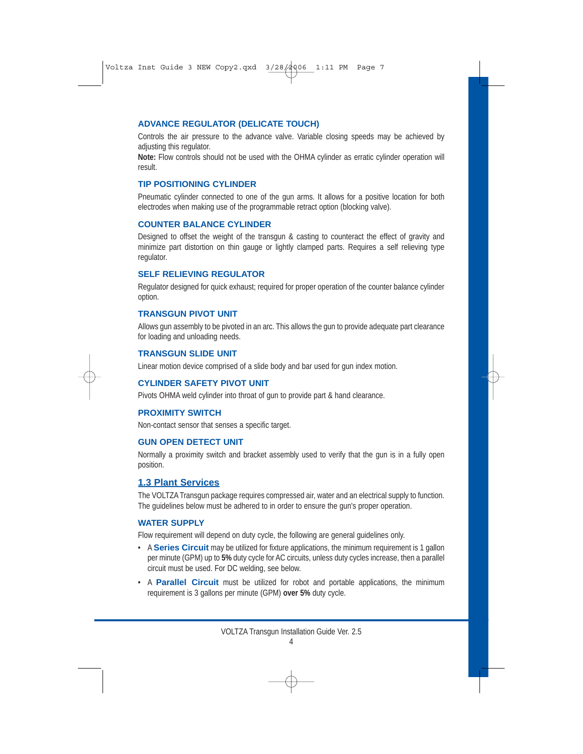### ADVANCE REGULATOR (DELICATE TOUCH)

Controls the air pressure to the advance valve. Variable closing speeds may be achieved by adjusting this regulator.

**Note:** Flow controls should not be used with the OHMA cylinder as erratic cylinder operation will result.

### TIP POSITIONING CYLINDER

Pneumatic cylinder connected to one of the gun arms. It allows for a positive location for both electrodes when making use of the programmable retract option (blocking valve).

### COUNTER BALANCE CYLINDER

Designed to offset the weight of the transgun & casting to counteract the effect of gravity and minimize part distortion on thin gauge or lightly clamped parts. Requires a self relieving type regulator.

### SELF RELIEVING REGULATOR

Regulator designed for quick exhaust; required for proper operation of the counter balance cylinder option.

### TRANSGUN PIVOT UNIT

Allows gun assembly to be pivoted in an arc. This allows the gun to provide adequate part clearance for loading and unloading needs.

### TRANSGUN SLIDE UNIT

Linear motion device comprised of a slide body and bar used for gun index motion.

### CYLINDER SAFETY PIVOT UNIT

Pivots OHMA weld cylinder into throat of gun to provide part & hand clearance.

### PROXIMITY SWITCH

Non-contact sensor that senses a specific target.

### GUN OPEN DETECT UNIT

Normally a proximity switch and bracket assembly used to verify that the gun is in a fully open position.

## 1.3 Plant Services

The VOLTZA Transgun package requires compressed air, water and an electrical supply to function. The guidelines below must be adhered to in order to ensure the gun's proper operation.

### WATER SUPPLY

Flow requirement will depend on duty cycle, the following are general guidelines only.

- A **Series Circuit** may be utilized for fixture applications, the minimum requirement is 1 gallon per minute (GPM) up to **5%** duty cycle for AC circuits, unless duty cycles increase, then a parallel circuit must be used. For DC welding, see below.
- A **Parallel Circuit** must be utilized for robot and portable applications, the minimum requirement is 3 gallons per minute (GPM) **over 5%** duty cycle.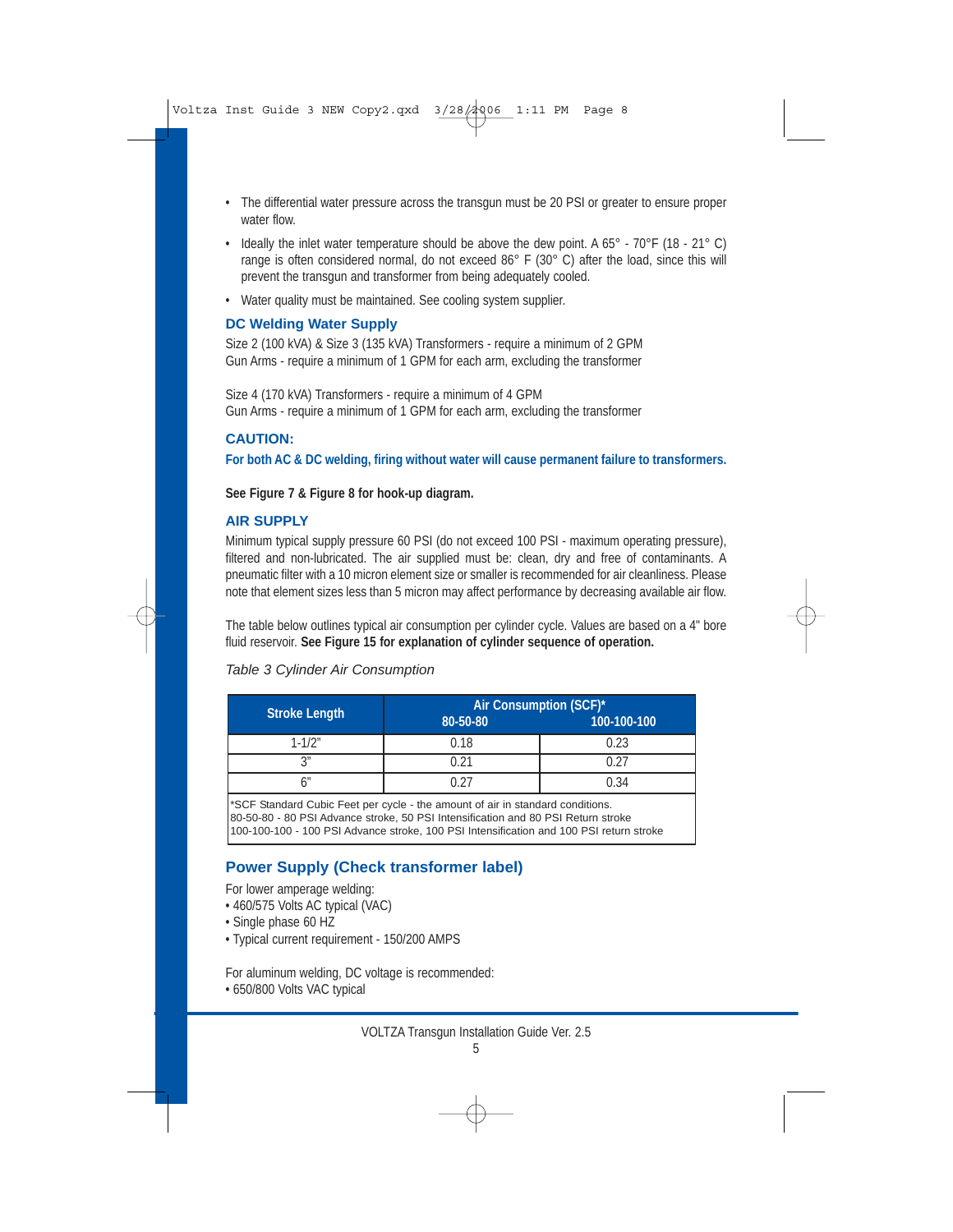- The differential water pressure across the transgun must be 20 PSI or greater to ensure proper water flow.
- Ideally the inlet water temperature should be above the dew point. A 65° - 70°F (18 - 21° C) range is often considered normal, do not exceed 86° F (30° C) after the load, since this will prevent the transgun and transformer from being adequately cooled.
- Water quality must be maintained. See cooling system supplier.

### DC Welding Water Supply

Size 2 (100 kVA) & Size 3 (135 kVA) Transformers - require a minimum of 2 GPM
Gun Arms - require a minimum of 1 GPM for each arm, excluding the transformer

Size 4 (170 kVA) Transformers - require a minimum of 4 GPM
Gun Arms - require a minimum of 1 GPM for each arm, excluding the transformer

### CAUTION:

**For both AC & DC welding, firing without water will cause permanent failure to transformers.**

**See Figure 7 & Figure 8 for hook-up diagram.**

### AIR SUPPLY

Minimum typical supply pressure 60 PSI (do not exceed 100 PSI - maximum operating pressure), filtered and non-lubricated. The air supplied must be: clean, dry and free of contaminants. A pneumatic filter with a 10 micron element size or smaller is recommended for air cleanliness. Please note that element sizes less than 5 micron may affect performance by decreasing available air flow.

The table below outlines typical air consumption per cylinder cycle. Values are based on a 4" bore fluid reservoir. **See Figure 15 for explanation of cylinder sequence of operation.**

*Table 3 Cylinder Air Consumption*

| Stroke Length | Air Consumption (SCF)* | |
|---|---|---|
| | 80-50-80 | 100-100-100 |
| 1-1/2" | 0.18 | 0.23 |
| 3" | 0.21 | 0.27 |
| 6" | 0.27 | 0.34 |

*SCF Standard Cubic Feet per cycle - the amount of air in standard conditions.
80-50-80 - 80 PSI Advance stroke, 50 PSI Intensification and 80 PSI Return stroke
100-100-100 - 100 PSI Advance stroke, 100 PSI Intensification and 100 PSI return stroke

### Power Supply (Check transformer label)

For lower amperage welding:
- 460/575 Volts AC typical (VAC)
- Single phase 60 HZ
- Typical current requirement - 150/200 AMPS

For aluminum welding, DC voltage is recommended:
- 650/800 Volts VAC typical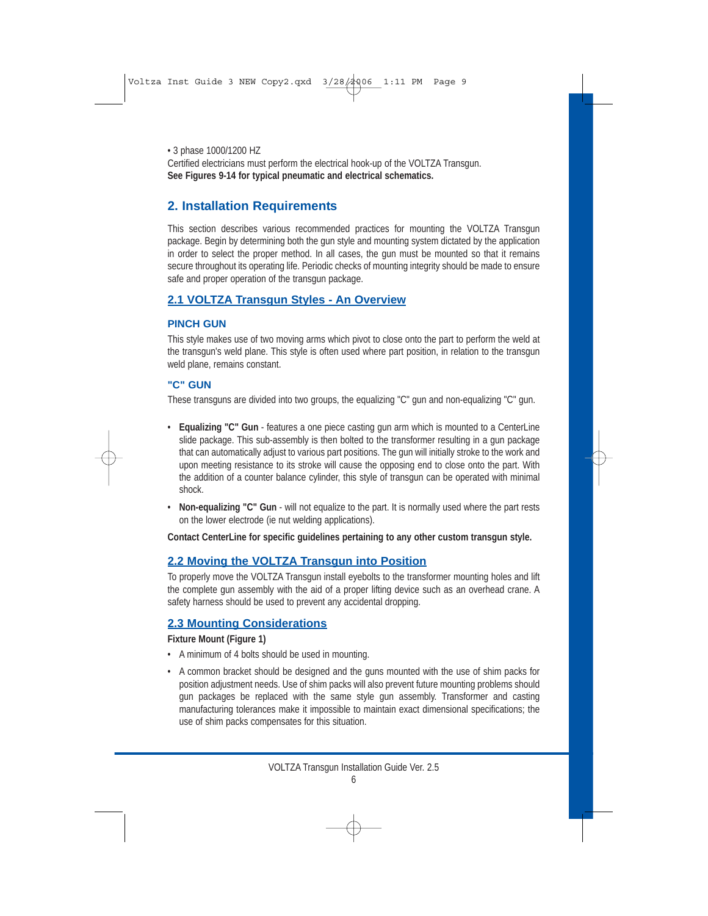• 3 phase 1000/1200 HZ

Certified electricians must perform the electrical hook-up of the VOLTZA Transgun.

**See Figures 9-14 for typical pneumatic and electrical schematics.**

## 2. Installation Requirements

This section describes various recommended practices for mounting the VOLTZA Transgun package. Begin by determining both the gun style and mounting system dictated by the application in order to select the proper method. In all cases, the gun must be mounted so that it remains secure throughout its operating life. Periodic checks of mounting integrity should be made to ensure safe and proper operation of the transgun package.

### 2.1 VOLTZA Transgun Styles - An Overview

#### PINCH GUN

This style makes use of two moving arms which pivot to close onto the part to perform the weld at the transgun's weld plane. This style is often used where part position, in relation to the transgun weld plane, remains constant.

#### "C" GUN

These transguns are divided into two groups, the equalizing "C" gun and non-equalizing "C" gun.

- **Equalizing "C" Gun** - features a one piece casting gun arm which is mounted to a CenterLine slide package. This sub-assembly is then bolted to the transformer resulting in a gun package that can automatically adjust to various part positions. The gun will initially stroke to the work and upon meeting resistance to its stroke will cause the opposing end to close onto the part. With the addition of a counter balance cylinder, this style of transgun can be operated with minimal shock.
- **Non-equalizing "C" Gun** - will not equalize to the part. It is normally used where the part rests on the lower electrode (ie nut welding applications).

**Contact CenterLine for specific guidelines pertaining to any other custom transgun style.**

### 2.2 Moving the VOLTZA Transgun into Position

To properly move the VOLTZA Transgun install eyebolts to the transformer mounting holes and lift the complete gun assembly with the aid of a proper lifting device such as an overhead crane. A safety harness should be used to prevent any accidental dropping.

### 2.3 Mounting Considerations

**Fixture Mount (Figure 1)**

- A minimum of 4 bolts should be used in mounting.
- A common bracket should be designed and the guns mounted with the use of shim packs for position adjustment needs. Use of shim packs will also prevent future mounting problems should gun packages be replaced with the same style gun assembly. Transformer and casting manufacturing tolerances make it impossible to maintain exact dimensional specifications; the use of shim packs compensates for this situation.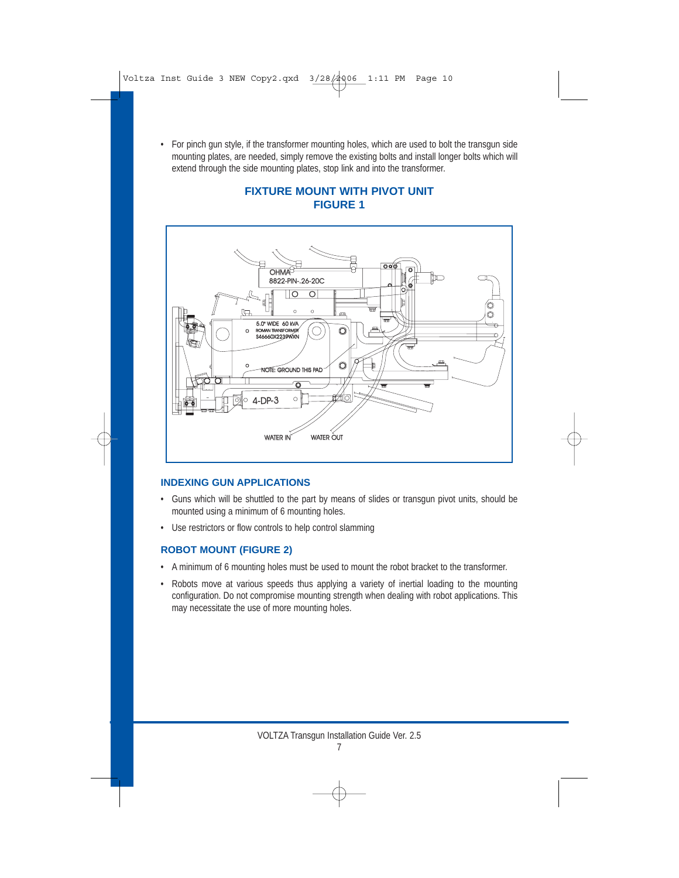- For pinch gun style, if the transformer mounting holes, which are used to bolt the transgun side mounting plates, are needed, simply remove the existing bolts and install longer bolts which will extend through the side mounting plates, stop link and into the transformer.

## FIXTURE MOUNT WITH PIVOT UNIT
## FIGURE 1

OHMA 8822-PIN-.26-20C

5.0" WIDE 60 kVA ROMAN TRANSFORMER S46660X2239WXN

NOTE: GROUND THIS PAD

4-DP-3

WATER IN

WATER OUT

## INDEXING GUN APPLICATIONS

- Guns which will be shuttled to the part by means of slides or transgun pivot units, should be mounted using a minimum of 6 mounting holes.
- Use restrictors or flow controls to help control slamming

## ROBOT MOUNT (FIGURE 2)

- A minimum of 6 mounting holes must be used to mount the robot bracket to the transformer.
- Robots move at various speeds thus applying a variety of inertial loading to the mounting configuration. Do not compromise mounting strength when dealing with robot applications. This may necessitate the use of more mounting holes.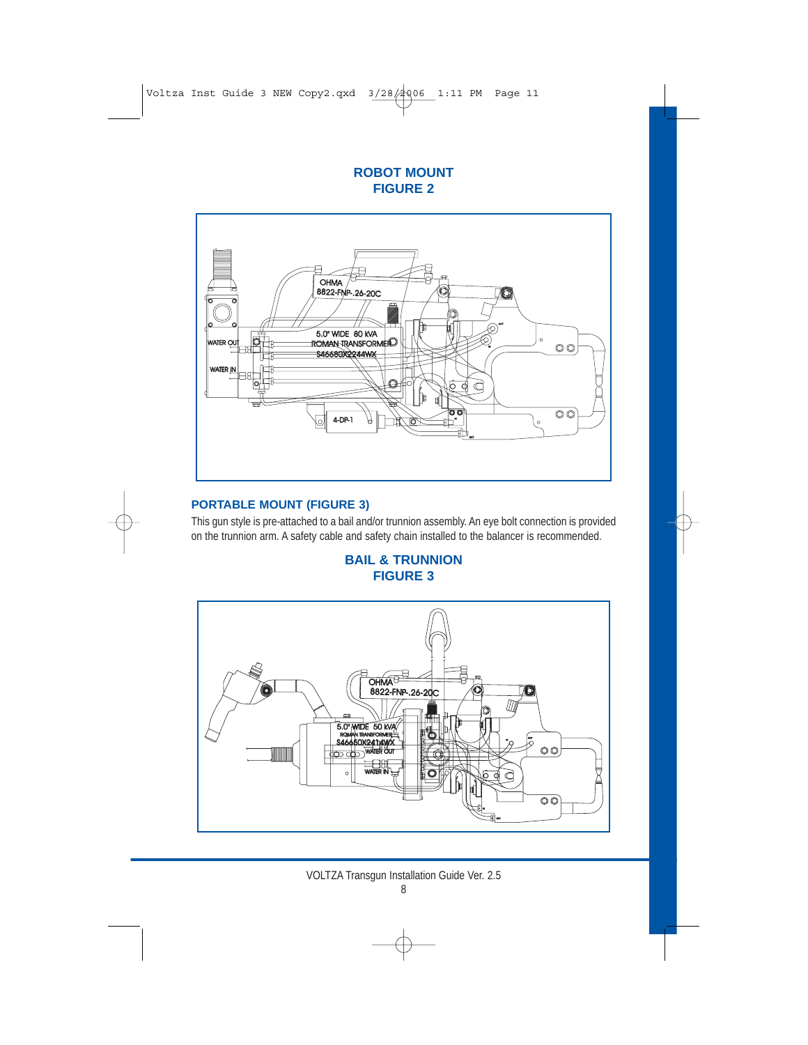## ROBOT MOUNT
## FIGURE 2

## PORTABLE MOUNT (FIGURE 3)

This gun style is pre-attached to a bail and/or trunnion assembly. An eye bolt connection is provided on the trunnion arm. A safety cable and safety chain installed to the balancer is recommended.

## BAIL & TRUNNION
## FIGURE 3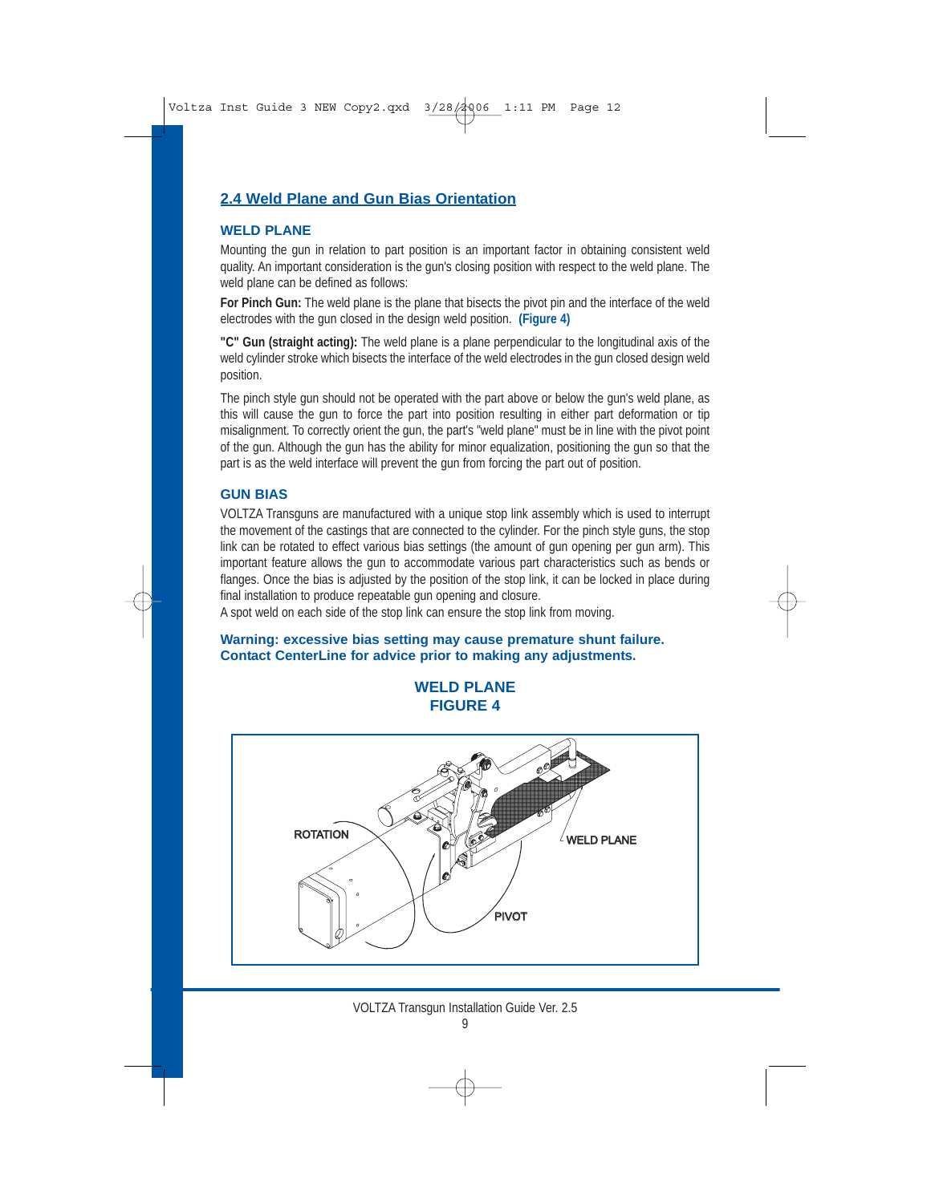## 2.4 Weld Plane and Gun Bias Orientation

### WELD PLANE

Mounting the gun in relation to part position is an important factor in obtaining consistent weld quality. An important consideration is the gun's closing position with respect to the weld plane. The weld plane can be defined as follows:

**For Pinch Gun:** The weld plane is the plane that bisects the pivot pin and the interface of the weld electrodes with the gun closed in the design weld position. **(Figure 4)**

**"C" Gun (straight acting):** The weld plane is a plane perpendicular to the longitudinal axis of the weld cylinder stroke which bisects the interface of the weld electrodes in the gun closed design weld position.

The pinch style gun should not be operated with the part above or below the gun's weld plane, as this will cause the gun to force the part into position resulting in either part deformation or tip misalignment. To correctly orient the gun, the part's "weld plane" must be in line with the pivot point of the gun. Although the gun has the ability for minor equalization, positioning the gun so that the part is as the weld interface will prevent the gun from forcing the part out of position.

### GUN BIAS

VOLTZA Transguns are manufactured with a unique stop link assembly which is used to interrupt the movement of the castings that are connected to the cylinder. For the pinch style guns, the stop link can be rotated to effect various bias settings (the amount of gun opening per gun arm). This important feature allows the gun to accommodate various part characteristics such as bends or flanges. Once the bias is adjusted by the position of the stop link, it can be locked in place during final installation to produce repeatable gun opening and closure.
A spot weld on each side of the stop link can ensure the stop link from moving.

**Warning: excessive bias setting may cause premature shunt failure. Contact CenterLine for advice prior to making any adjustments.**

**WELD PLANE**
**FIGURE 4**

ROTATION

WELD PLANE

PIVOT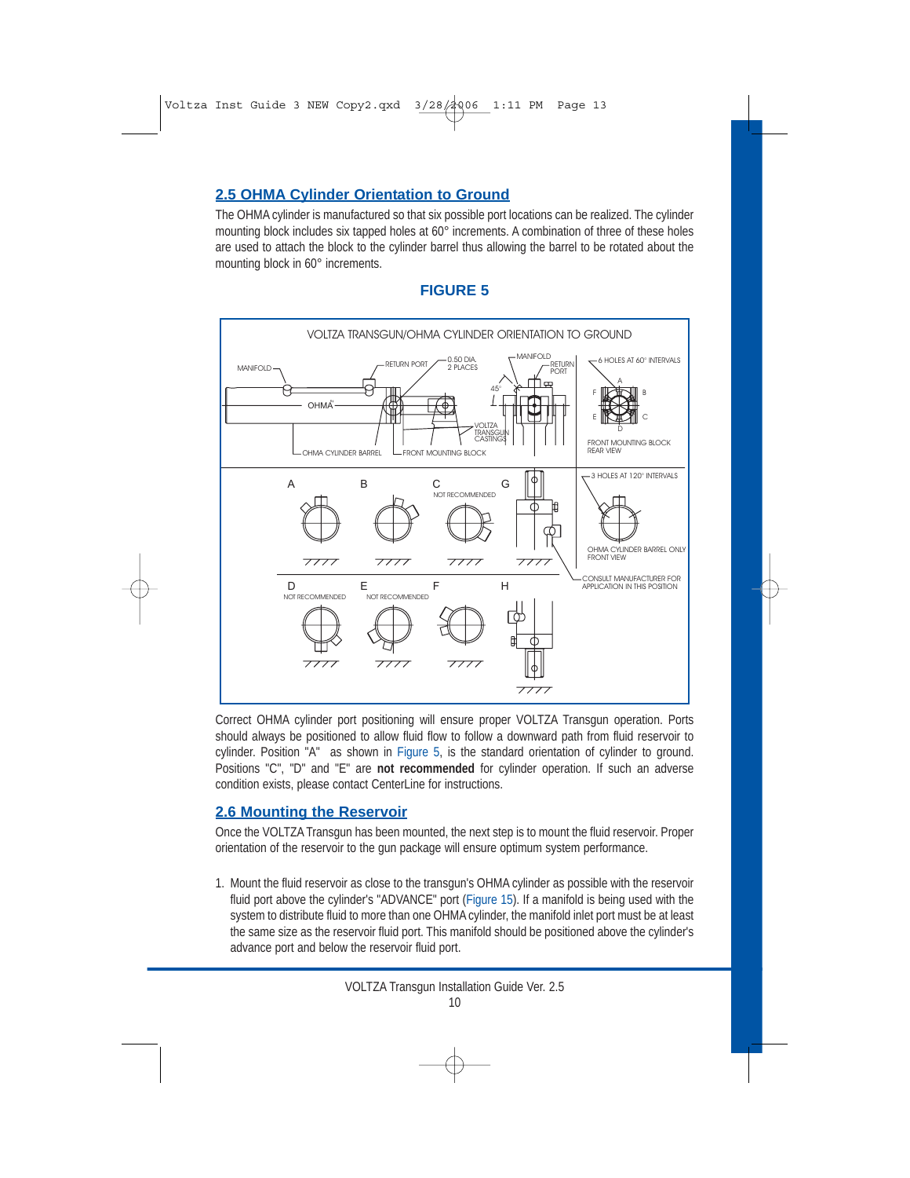## 2.5 OHMA Cylinder Orientation to Ground

The OHMA cylinder is manufactured so that six possible port locations can be realized. The cylinder mounting block includes six tapped holes at 60° increments. A combination of three of these holes are used to attach the block to the cylinder barrel thus allowing the barrel to be rotated about the mounting block in 60° increments.

### FIGURE 5

VOLTZA TRANSGUN/OHMA CYLINDER ORIENTATION TO GROUND

Correct OHMA cylinder port positioning will ensure proper VOLTZA Transgun operation. Ports should always be positioned to allow fluid flow to follow a downward path from fluid reservoir to cylinder. Position "A" as shown in Figure 5, is the standard orientation of cylinder to ground. Positions "C", "D" and "E" are **not recommended** for cylinder operation. If such an adverse condition exists, please contact CenterLine for instructions.

## 2.6 Mounting the Reservoir

Once the VOLTZA Transgun has been mounted, the next step is to mount the fluid reservoir. Proper orientation of the reservoir to the gun package will ensure optimum system performance.

1. Mount the fluid reservoir as close to the transgun's OHMA cylinder as possible with the reservoir fluid port above the cylinder's "ADVANCE" port (Figure 15). If a manifold is being used with the system to distribute fluid to more than one OHMA cylinder, the manifold inlet port must be at least the same size as the reservoir fluid port. This manifold should be positioned above the cylinder's advance port and below the reservoir fluid port.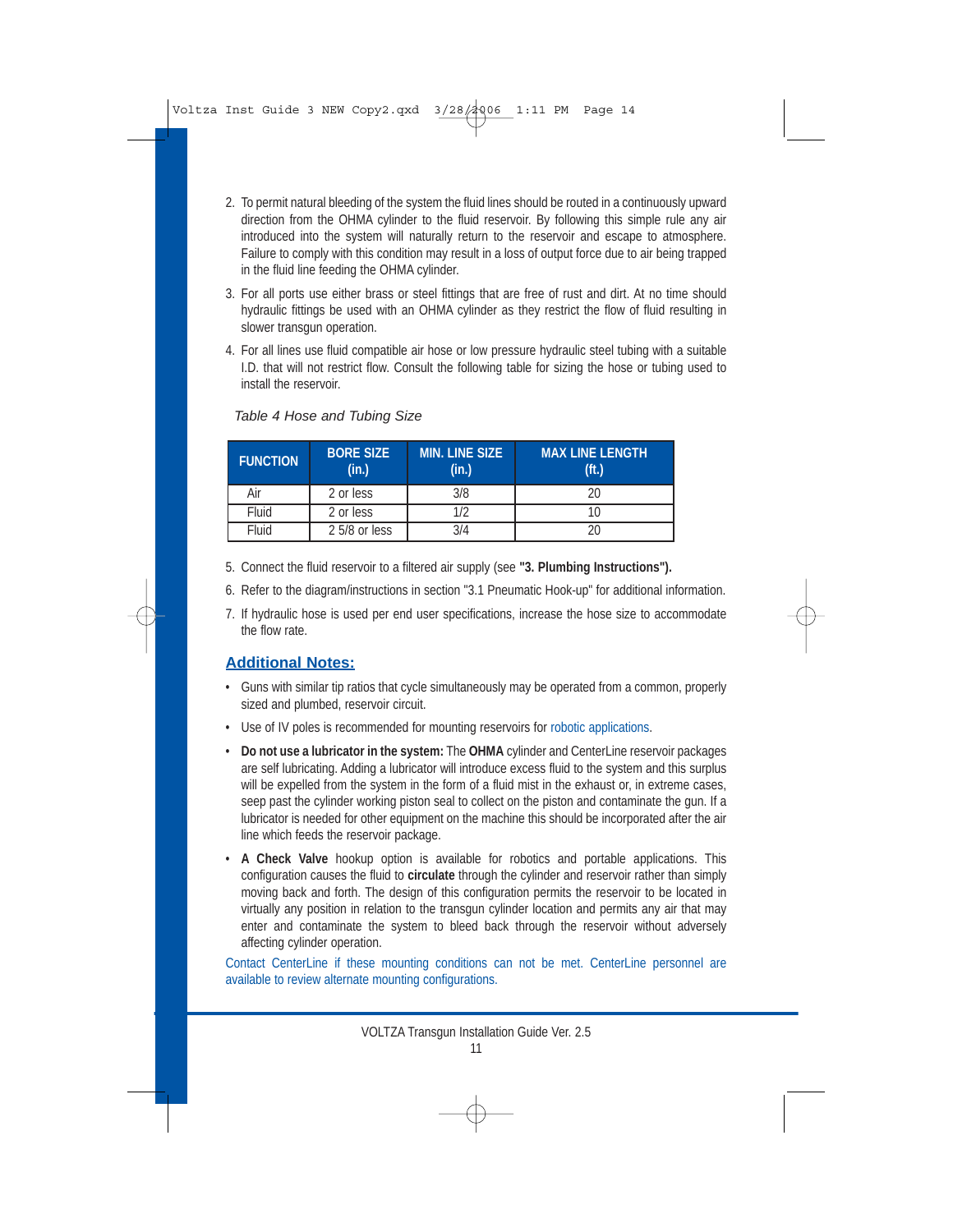2. To permit natural bleeding of the system the fluid lines should be routed in a continuously upward direction from the OHMA cylinder to the fluid reservoir. By following this simple rule any air introduced into the system will naturally return to the reservoir and escape to atmosphere. Failure to comply with this condition may result in a loss of output force due to air being trapped in the fluid line feeding the OHMA cylinder.

3. For all ports use either brass or steel fittings that are free of rust and dirt. At no time should hydraulic fittings be used with an OHMA cylinder as they restrict the flow of fluid resulting in slower transgun operation.

4. For all lines use fluid compatible air hose or low pressure hydraulic steel tubing with a suitable I.D. that will not restrict flow. Consult the following table for sizing the hose or tubing used to install the reservoir.

*Table 4 Hose and Tubing Size*

| FUNCTION | BORE SIZE (in.) | MIN. LINE SIZE (in.) | MAX LINE LENGTH (ft.) |
|---|---|---|---|
| Air | 2 or less | 3/8 | 20 |
| Fluid | 2 or less | 1/2 | 10 |
| Fluid | 2 5/8 or less | 3/4 | 20 |

5. Connect the fluid reservoir to a filtered air supply (see **"3. Plumbing Instructions").**

6. Refer to the diagram/instructions in section "3.1 Pneumatic Hook-up" for additional information.

7. If hydraulic hose is used per end user specifications, increase the hose size to accommodate the flow rate.

## Additional Notes:

- Guns with similar tip ratios that cycle simultaneously may be operated from a common, properly sized and plumbed, reservoir circuit.
- Use of IV poles is recommended for mounting reservoirs for robotic applications.
- **Do not use a lubricator in the system:** The **OHMA** cylinder and CenterLine reservoir packages are self lubricating. Adding a lubricator will introduce excess fluid to the system and this surplus will be expelled from the system in the form of a fluid mist in the exhaust or, in extreme cases, seep past the cylinder working piston seal to collect on the piston and contaminate the gun. If a lubricator is needed for other equipment on the machine this should be incorporated after the air line which feeds the reservoir package.
- **A Check Valve** hookup option is available for robotics and portable applications. This configuration causes the fluid to **circulate** through the cylinder and reservoir rather than simply moving back and forth. The design of this configuration permits the reservoir to be located in virtually any position in relation to the transgun cylinder location and permits any air that may enter and contaminate the system to bleed back through the reservoir without adversely affecting cylinder operation.

Contact CenterLine if these mounting conditions can not be met. CenterLine personnel are available to review alternate mounting configurations.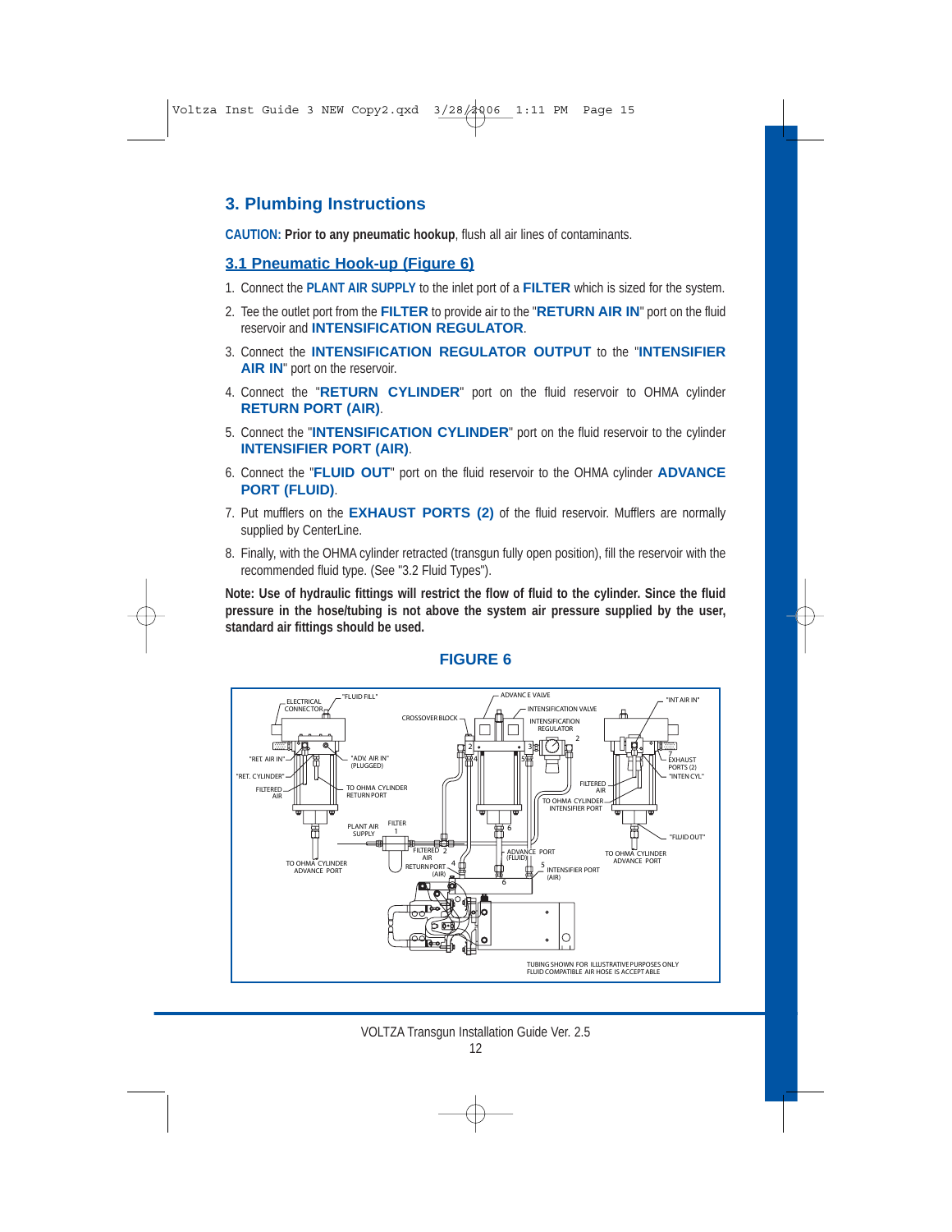## 3. Plumbing Instructions

**CAUTION: Prior to any pneumatic hookup**, flush all air lines of contaminants.

### 3.1 Pneumatic Hook-up (Figure 6)

1. Connect the **PLANT AIR SUPPLY** to the inlet port of a **FILTER** which is sized for the system.
2. Tee the outlet port from the **FILTER** to provide air to the "**RETURN AIR IN**" port on the fluid reservoir and **INTENSIFICATION REGULATOR**.
3. Connect the **INTENSIFICATION REGULATOR OUTPUT** to the "**INTENSIFIER AIR IN**" port on the reservoir.
4. Connect the "**RETURN CYLINDER**" port on the fluid reservoir to OHMA cylinder **RETURN PORT (AIR)**.
5. Connect the "**INTENSIFICATION CYLINDER**" port on the fluid reservoir to the cylinder **INTENSIFIER PORT (AIR)**.
6. Connect the "**FLUID OUT**" port on the fluid reservoir to the OHMA cylinder **ADVANCE PORT (FLUID)**.
7. Put mufflers on the **EXHAUST PORTS (2)** of the fluid reservoir. Mufflers are normally supplied by CenterLine.
8. Finally, with the OHMA cylinder retracted (transgun fully open position), fill the reservoir with the recommended fluid type. (See "3.2 Fluid Types").

**Note: Use of hydraulic fittings will restrict the flow of fluid to the cylinder. Since the fluid pressure in the hose/tubing is not above the system air pressure supplied by the user, standard air fittings should be used.**

**FIGURE 6**

ELECTRICAL CONNECTOR — "FLUID FILL" — "RET AIR IN" — "ADV. AIR IN" (PLUGGED) — "RET. CYLINDER" — FILTERED AIR — TO OHMA CYLINDER RETURN PORT — TO OHMA CYLINDER ADVANCE PORT — PLANT AIR SUPPLY — FILTER 1 — FILTERED AIR 2 — RETURN PORT (AIR) 4 — CROSSOVER BLOCK — ADVANCE VALVE — INTENSIFICATION VALVE — INTENSIFICATION REGULATOR 2 3 — ADVANCE PORT (FLUID) 6 — INTENSIFIER PORT (AIR) 5 — TO OHMA CYLINDER INTENSIFIER PORT — FILTERED AIR — "INT AIR IN" — EXHAUST PORTS (2) 7 — "INTEN CYL" — "FLUID OUT" — TO OHMA CYLINDER ADVANCE PORT

TUBING SHOWN FOR ILLUSTRATIVE PURPOSES ONLY
FLUID COMPATIBLE AIR HOSE IS ACCEPTABLE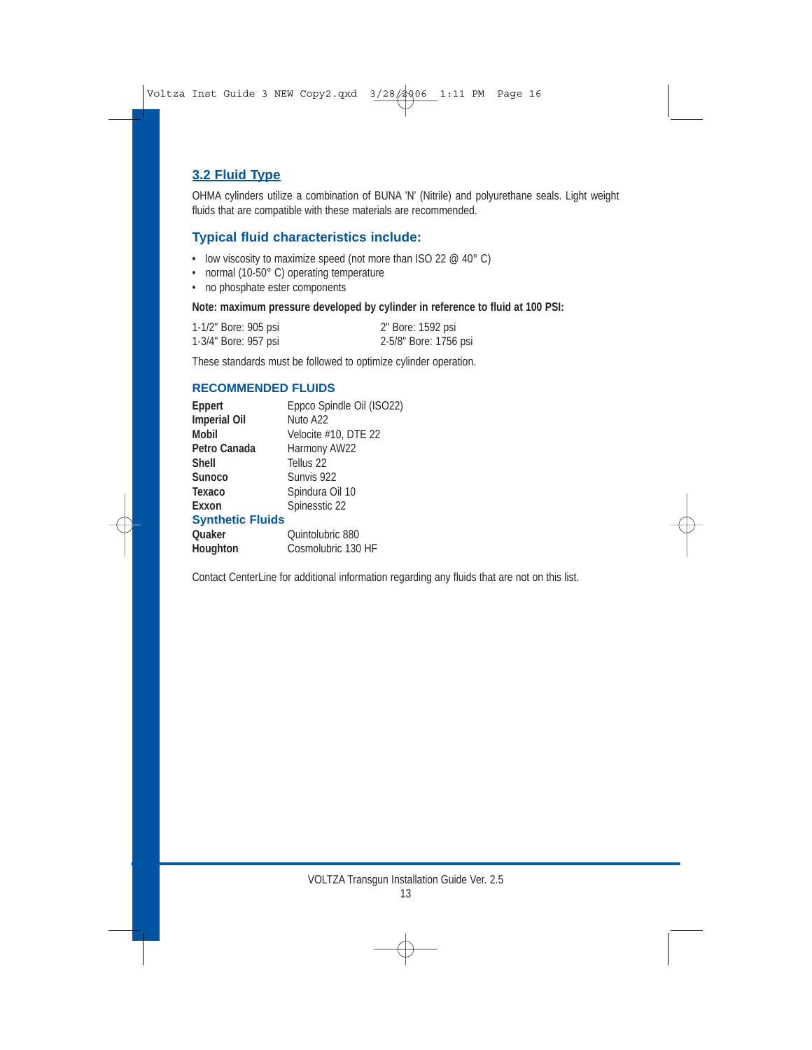## 3.2 Fluid Type

OHMA cylinders utilize a combination of BUNA 'N' (Nitrile) and polyurethane seals. Light weight fluids that are compatible with these materials are recommended.

### Typical fluid characteristics include:

- low viscosity to maximize speed (not more than ISO 22 @ 40° C)
- normal (10-50° C) operating temperature
- no phosphate ester components

**Note: maximum pressure developed by cylinder in reference to fluid at 100 PSI:**

1-1/2" Bore: 905 psi
1-3/4" Bore: 957 psi
2" Bore: 1592 psi
2-5/8" Bore: 1756 psi

These standards must be followed to optimize cylinder operation.

### RECOMMENDED FLUIDS

| | |
|---|---|
| **Eppert** | Eppco Spindle Oil (ISO22) |
| **Imperial Oil** | Nuto A22 |
| **Mobil** | Velocite #10, DTE 22 |
| **Petro Canada** | Harmony AW22 |
| **Shell** | Tellus 22 |
| **Sunoco** | Sunvis 922 |
| **Texaco** | Spindura Oil 10 |
| **Exxon** | Spinesstic 22 |

### Synthetic Fluids

| | |
|---|---|
| **Quaker** | Quintolubric 880 |
| **Houghton** | Cosmolubric 130 HF |

Contact CenterLine for additional information regarding any fluids that are not on this list.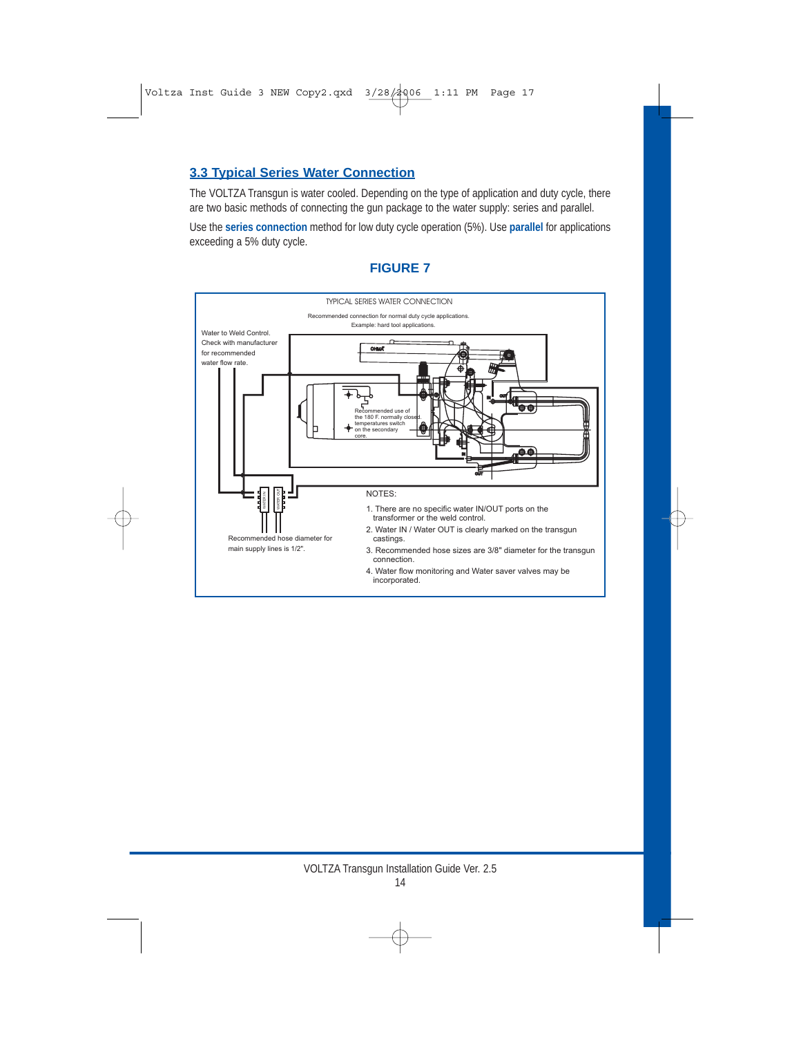## 3.3 Typical Series Water Connection

The VOLTZA Transgun is water cooled. Depending on the type of application and duty cycle, there are two basic methods of connecting the gun package to the water supply: series and parallel.

Use the **series connection** method for low duty cycle operation (5%). Use **parallel** for applications exceeding a 5% duty cycle.

### FIGURE 7

TYPICAL SERIES WATER CONNECTION

Recommended connection for normal duty cycle applications.
Example: hard tool applications.

Water to Weld Control. Check with manufacturer for recommended water flow rate.

Recommended use of the 180 F. normally closed. temperatures switch on the secondary core.

Recommended hose diameter for main supply lines is 1/2".

NOTES:

1. There are no specific water IN/OUT ports on the transformer or the weld control.
2. Water IN / Water OUT is clearly marked on the transgun castings.
3. Recommended hose sizes are 3/8" diameter for the transgun connection.
4. Water flow monitoring and Water saver valves may be incorporated.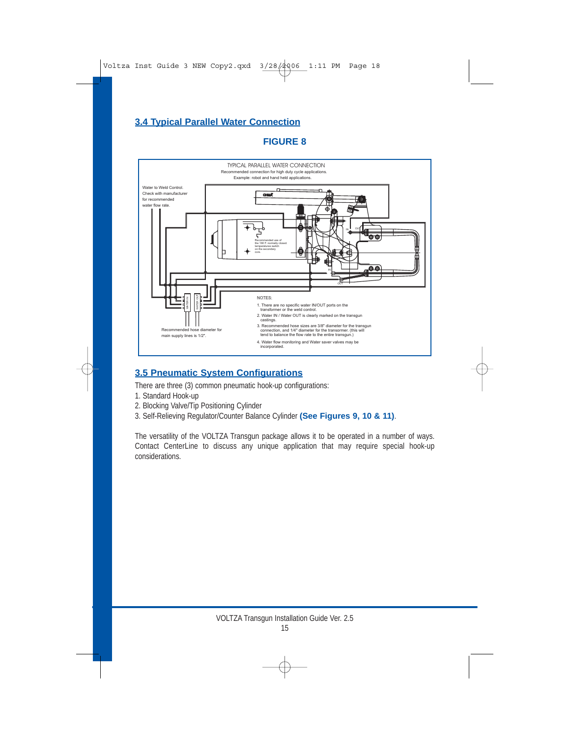## 3.4 Typical Parallel Water Connection

**FIGURE 8**

TYPICAL PARALLEL WATER CONNECTION
Recommended connection for high duty cycle applications.
Example: robot and hand held applications.

Water to Weld Control. Check with manufacturer for recommended water flow rate.

Recommended use of the 180 F. normally closed temperatures switch on the secondary core.

Recommended hose diameter for main supply lines is 1/2".

NOTES:

1. There are no specific water IN/OUT ports on the transformer or the weld control.
2. Water IN / Water OUT is clearly marked on the transgun castings.
3. Recommended hose sizes are 3/8" diameter for the transgun connection, and 1/4" diameter for the transormer. (this will tend to balance the flow rate to the entire transgun.)
4. Water flow monitoring and Water saver valves may be incorporated.

## 3.5 Pneumatic System Configurations

There are three (3) common pneumatic hook-up configurations:

1. Standard Hook-up
2. Blocking Valve/Tip Positioning Cylinder
3. Self-Relieving Regulator/Counter Balance Cylinder **(See Figures 9, 10 & 11)**.

The versatility of the VOLTZA Transgun package allows it to be operated in a number of ways. Contact CenterLine to discuss any unique application that may require special hook-up considerations.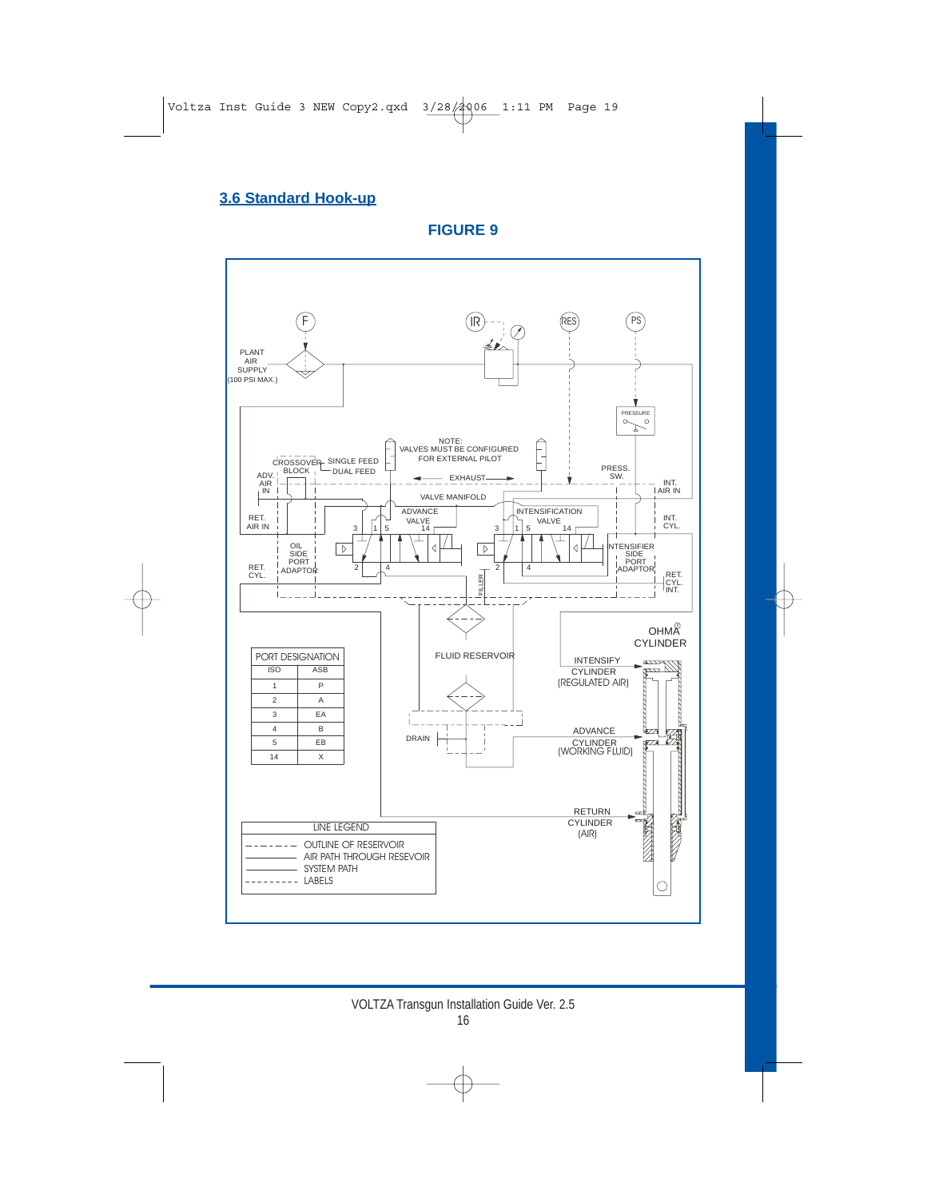## 3.6 Standard Hook-up

**FIGURE 9**

PLANT AIR SUPPLY (100 PSI MAX.)

NOTE: VALVES MUST BE CONFIGURED FOR EXTERNAL PILOT

CROSSOVER BLOCK — SINGLE FEED / DUAL FEED

ADV. AIR IN

EXHAUST

VALVE MANIFOLD

PRESS. SW.

INT. AIR IN

RET. AIR IN

ADVANCE VALVE

INTENSIFICATION VALVE

INT. CYL.

OIL SIDE PORT ADAPTOR

INTENSIFIER SIDE PORT ADAPTOR

RET. CYL.

RET. CYL. INT.

FILLER

FLUID RESERVOIR

DRAIN

OHMA® CYLINDER

INTENSIFY CYLINDER (REGULATED AIR)

ADVANCE CYLINDER (WORKING FLUID)

RETURN CYLINDER (AIR)

| PORT DESIGNATION | |
|---|---|
| ISO | ASB |
| 1 | P |
| 2 | A |
| 3 | EA |
| 4 | B |
| 5 | EB |
| 14 | X |

| LINE LEGEND |
|---|
| OUTLINE OF RESERVOIR |
| AIR PATH THROUGH RESEVOIR |
| SYSTEM PATH |
| LABELS |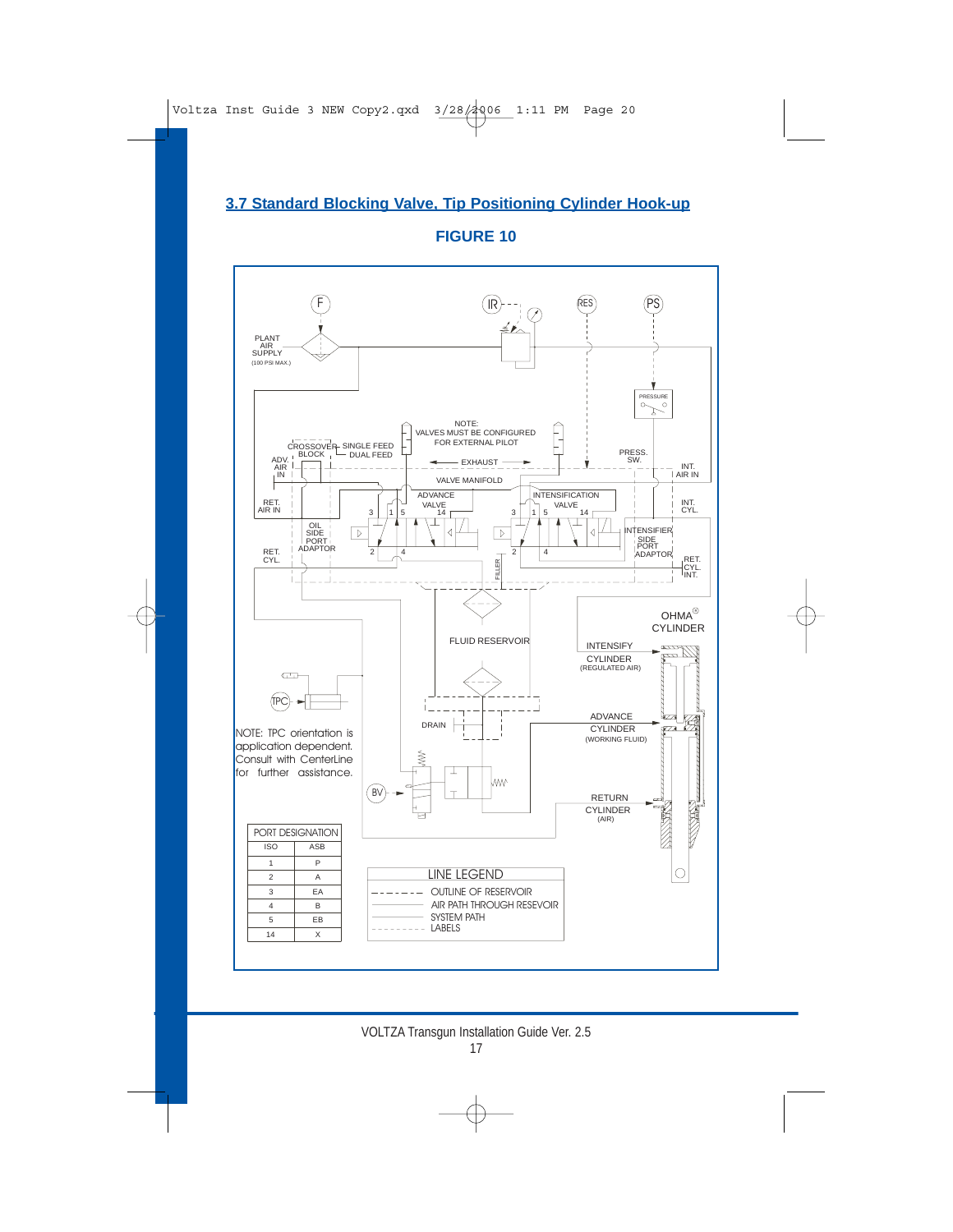## 3.7 Standard Blocking Valve, Tip Positioning Cylinder Hook-up

**FIGURE 10**

NOTE: TPC orientation is application dependent. Consult with CenterLine for further assistance.

| PORT DESIGNATION | |
|---|---|
| ISO | ASB |
| 1 | P |
| 2 | A |
| 3 | EA |
| 4 | B |
| 5 | EB |
| 14 | X |

| LINE LEGEND |
|---|
| OUTLINE OF RESERVOIR |
| AIR PATH THROUGH RESEVOIR |
| SYSTEM PATH |
| LABELS |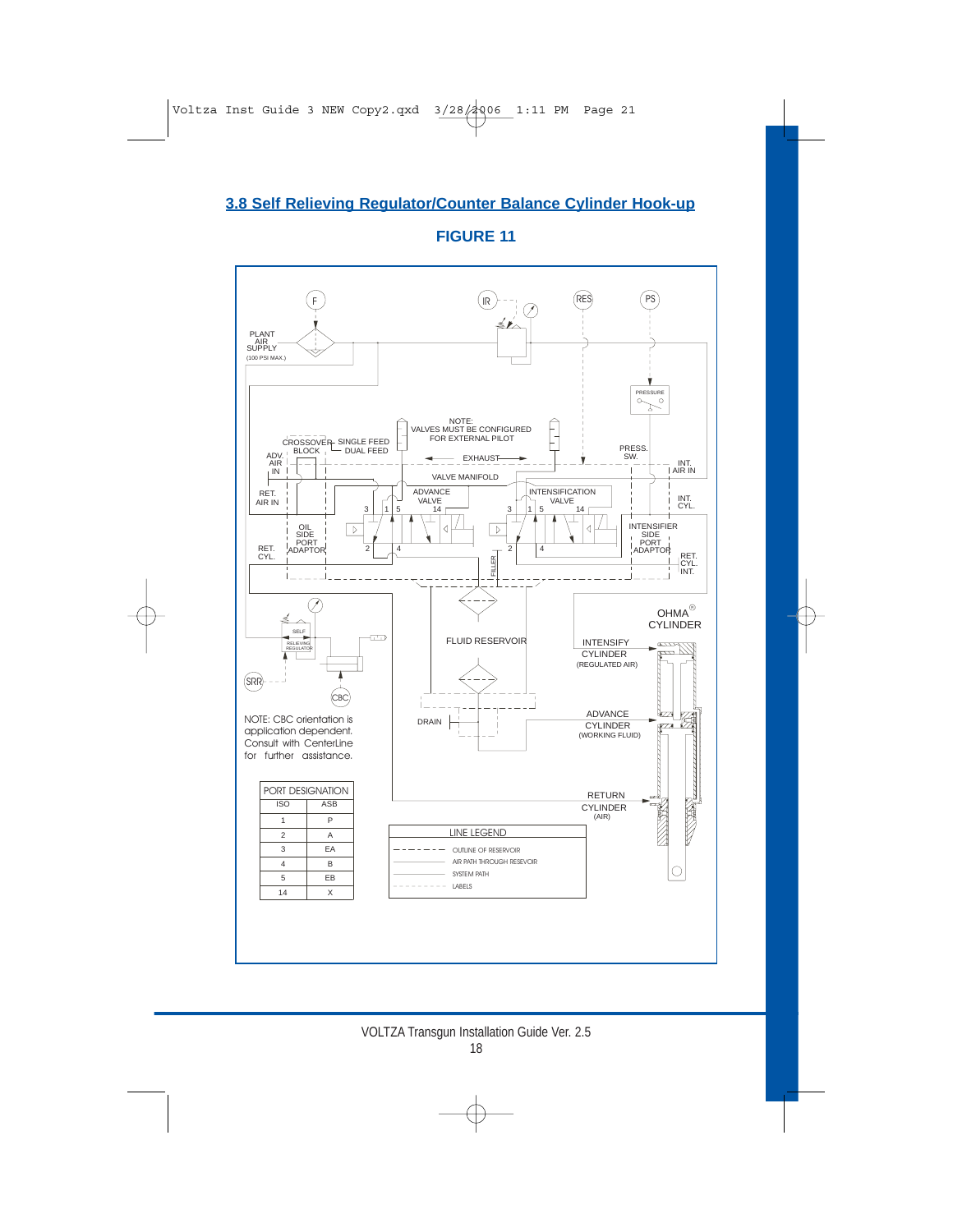## 3.8 Self Relieving Regulator/Counter Balance Cylinder Hook-up

**FIGURE 11**

NOTE: CBC orientation is application dependent. Consult with CenterLine for further assistance.

| PORT DESIGNATION | |
|---|---|
| ISO | ASB |
| 1 | P |
| 2 | A |
| 3 | EA |
| 4 | B |
| 5 | EB |
| 14 | X |

LINE LEGEND

- OUTLINE OF RESERVOIR
- AIR PATH THROUGH RESEVOIR
- SYSTEM PATH
- LABELS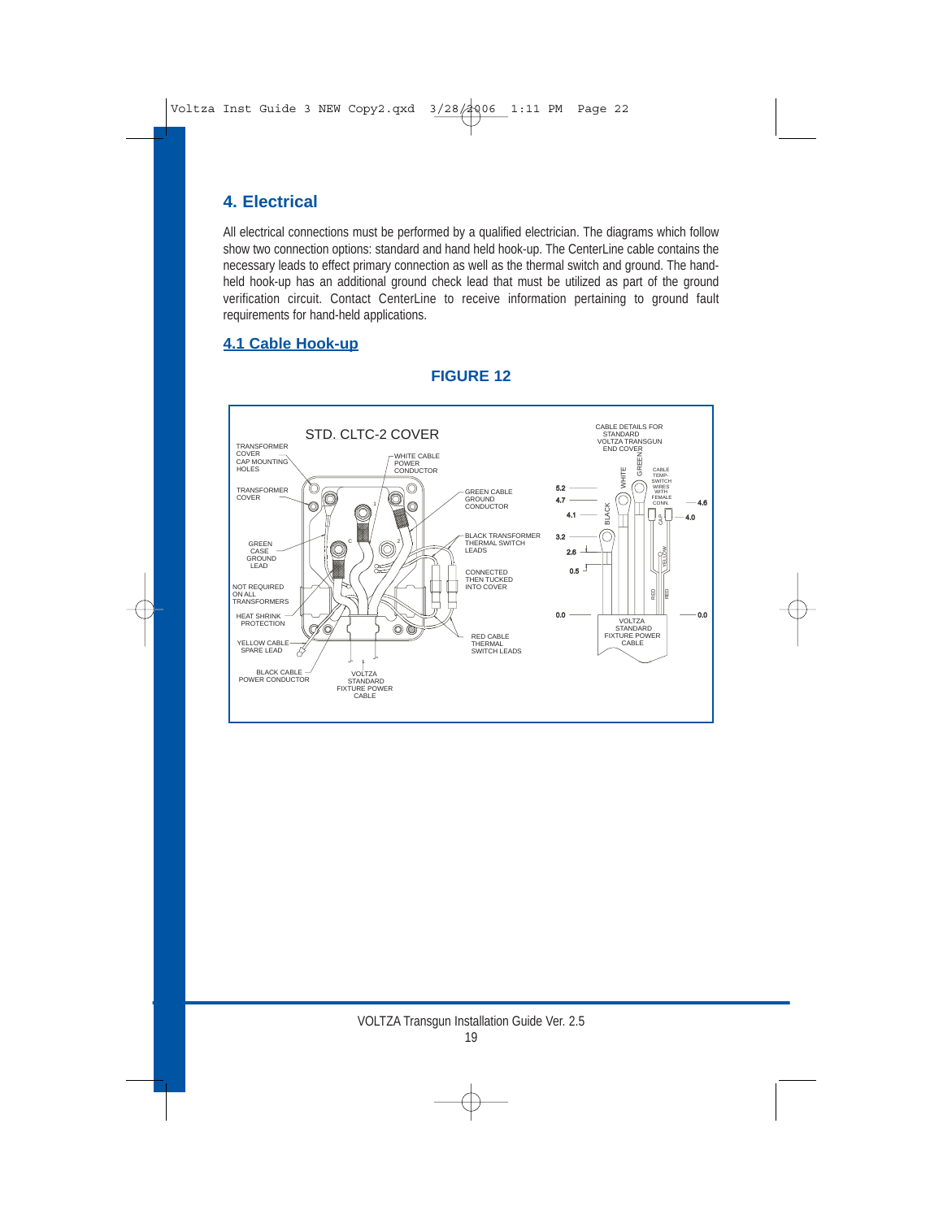## 4. Electrical

All electrical connections must be performed by a qualified electrician. The diagrams which follow show two connection options: standard and hand held hook-up. The CenterLine cable contains the necessary leads to effect primary connection as well as the thermal switch and ground. The hand-held hook-up has an additional ground check lead that must be utilized as part of the ground verification circuit. Contact CenterLine to receive information pertaining to ground fault requirements for hand-held applications.

### 4.1 Cable Hook-up

**FIGURE 12**

STD. CLTC-2 COVER

TRANSFORMER COVER CAP MOUNTING HOLES

WHITE CABLE POWER CONDUCTOR

TRANSFORMER COVER

GREEN CABLE GROUND CONDUCTOR

GREEN CASE GROUND LEAD

BLACK TRANSFORMER THERMAL SWITCH LEADS

CONNECTED THEN TUCKED INTO COVER

NOT REQUIRED ON ALL TRANSFORMERS

HEAT SHRINK PROTECTION

YELLOW CABLE SPARE LEAD

RED CABLE THERMAL SWITCH LEADS

BLACK CABLE POWER CONDUCTOR

VOLTZA STANDARD FIXTURE POWER CABLE

CABLE DETAILS FOR STANDARD VOLTZA TRANSGUN END COVER

WHITE, GREEN, BLACK, YELLOW, RED, RED

CABLE TEMP-SWITCH WIRES WITH FEMALE CONN.

CAP

5.2, 4.7, 4.1, 3.2, 2.6, 0.5, 0.0, 4.6, 4.0, 0.0

VOLTZA STANDARD FIXTURE POWER CABLE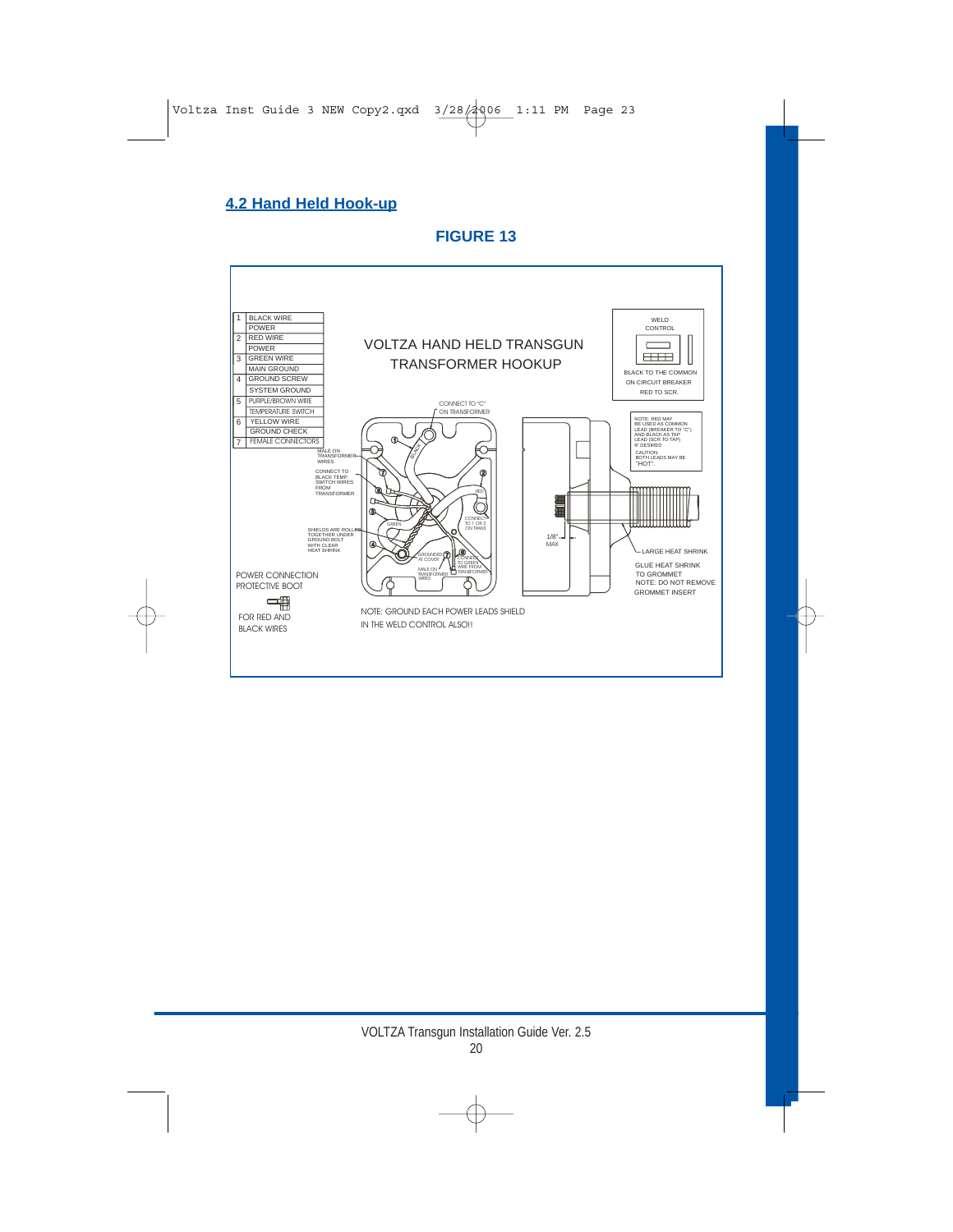## 4.2 Hand Held Hook-up

**FIGURE 13**

| | |
|---|---|
| 1 | BLACK WIRE |
| | POWER |
| 2 | RED WIRE |
| | POWER |
| 3 | GREEN WIRE |
| | MAIN GROUND |
| 4 | GROUND SCREW |
| | SYSTEM GROUND |
| 5 | PURPLE/BROWN WIRE |
| | TEMPERATURE SWITCH |
| 6 | YELLOW WIRE |
| | GROUND CHECK |
| 7 | FEMALE CONNECTORS |

VOLTZA HAND HELD TRANSGUN TRANSFORMER HOOKUP

WELD CONTROL

BLACK TO THE COMMON ON CIRCUIT BREAKER

RED TO SCR.

NOTE: RED MAY BE USED AS COMMON LEAD (BREAKER TO "C") AND BLACK AS TAP LEAD (SCR TO TAP) IF DESIRED

CAUTION: BOTH LEADS MAY BE "HOT".

CONNECT TO "C" ON TRANSFORMER

MALE ON TRANSFORMER WIRES

CONNECT TO BLACK TEMP. SWITCH WIRES FROM TRANSFORMER

SHIELDS ARE ROLLED TOGETHER UNDER GROUND BOLT WITH CLEAR HEAT SHRINK

BLACK

RED

GREEN

CONNECT TO 1 OR 2 ON TRANS

GROUNDED AT COVER

CONNECT TO GREEN WIRE FROM TRANSFORMER

MALE ON TRANSFORMER WIRES

1/8" MAX

LARGE HEAT SHRINK

GLUE HEAT SHRINK TO GROMMET

NOTE: DO NOT REMOVE GROMMET INSERT

POWER CONNECTION PROTECTIVE BOOT

FOR RED AND BLACK WIRES

NOTE: GROUND EACH POWER LEADS SHIELD IN THE WELD CONTROL ALSO!!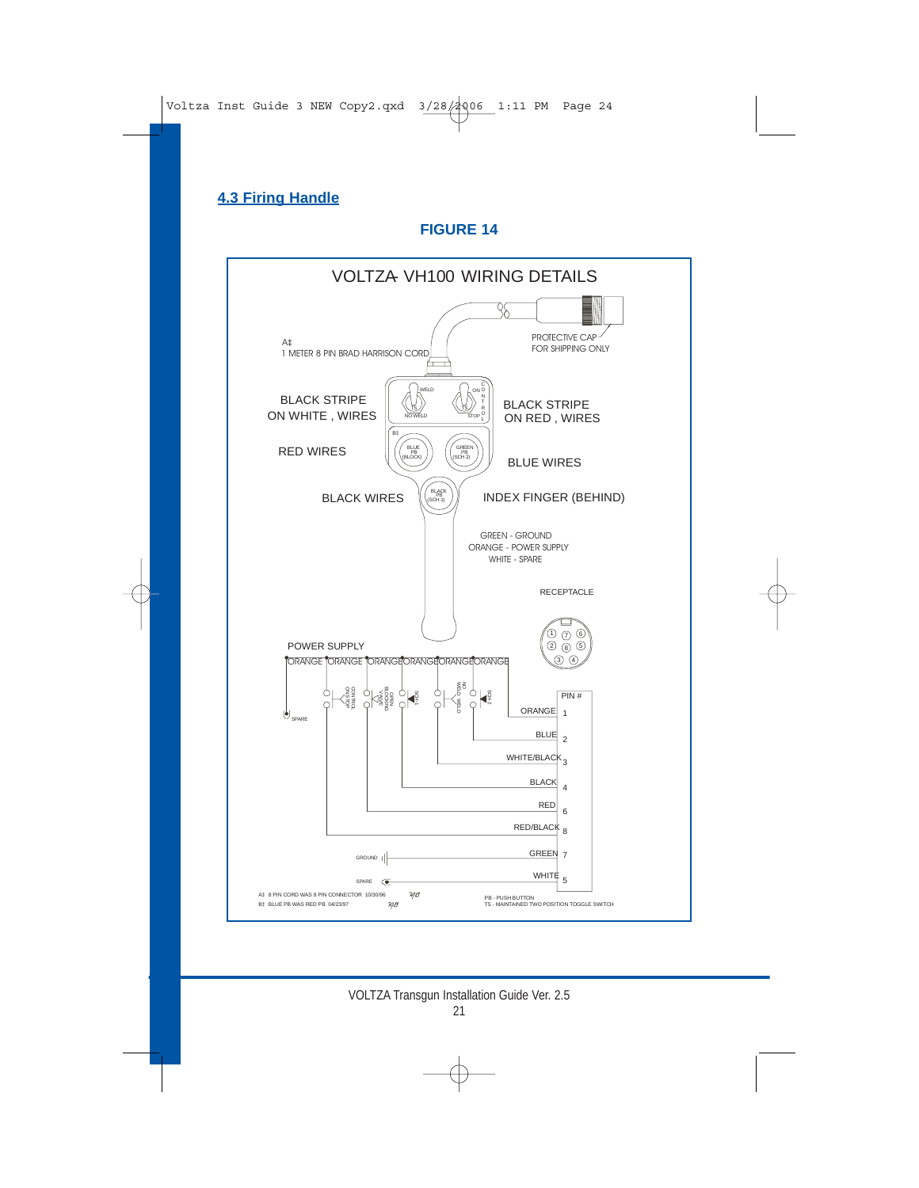## 4.3 Firing Handle

**FIGURE 14**

VOLTZA VH100 WIRING DETAILS

A‡
1 METER 8 PIN BRAD HARRISON CORD

PROTECTIVE CAP
FOR SHIPPING ONLY

BLACK STRIPE
ON WHITE , WIRES

BLACK STRIPE
ON RED , WIRES

RED WIRES

BLUE WIRES

BLACK WIRES

INDEX FINGER (BEHIND)

GREEN - GROUND
ORANGE - POWER SUPPLY
WHITE - SPARE

RECEPTACLE

POWER SUPPLY

| PIN # | Wire |
|---|---|
| 1 | ORANGE |
| 2 | BLUE |
| 3 | WHITE/BLACK |
| 4 | BLACK |
| 6 | RED |
| 8 | RED/BLACK |
| 7 | GREEN |
| 5 | WHITE |

A‡ 8 PIN CORD WAS 8 PIN CONNECTOR 10/30/96

B‡ BLUE PB WAS RED PB 04/23/97

PB - PUSH BUTTON
TS - MAINTAINED TWO POSITION TOGGLE SWITCH

VOLTZA Transgun Installation Guide Ver. 2.5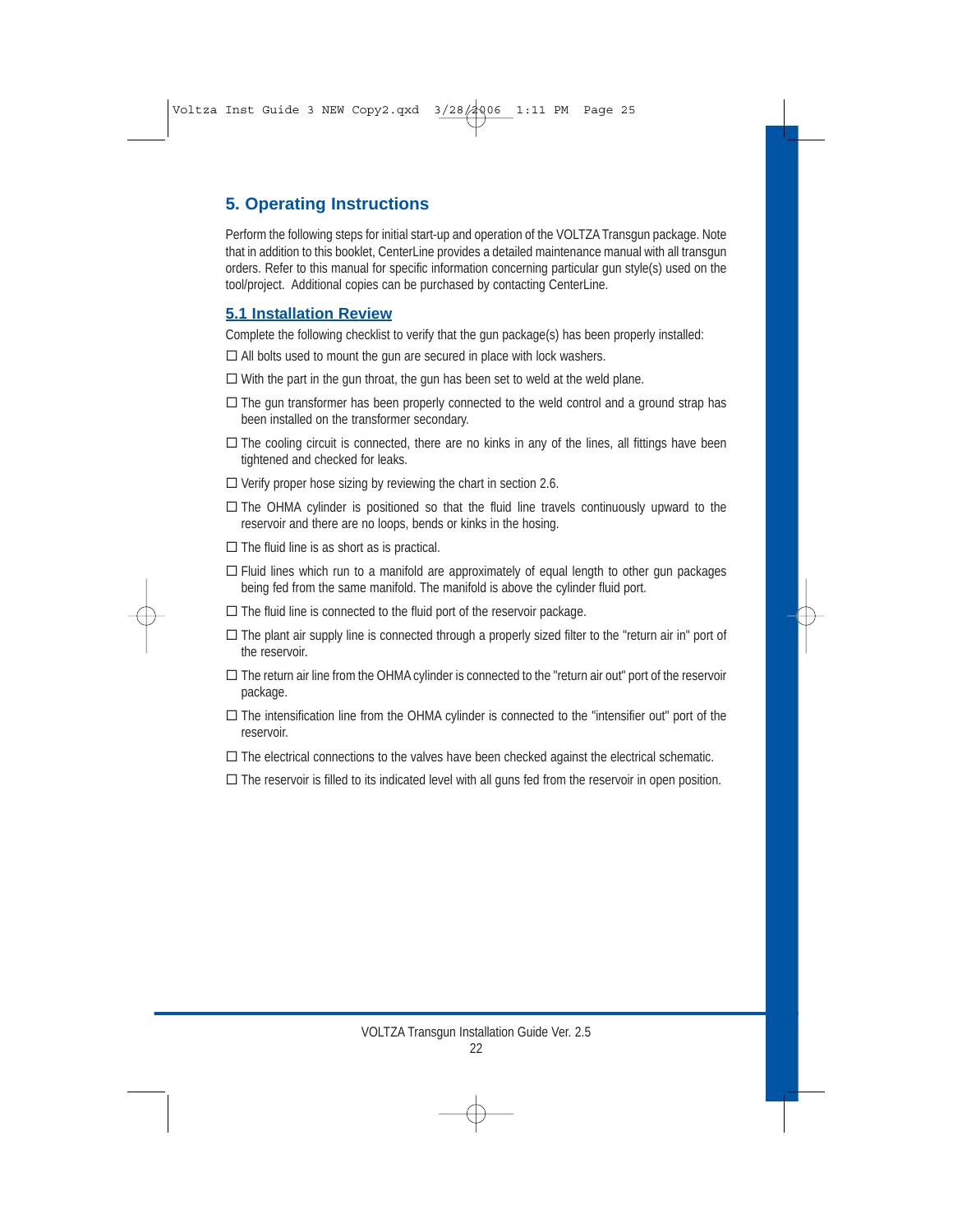## 5. Operating Instructions

Perform the following steps for initial start-up and operation of the VOLTZA Transgun package. Note that in addition to this booklet, CenterLine provides a detailed maintenance manual with all transgun orders. Refer to this manual for specific information concerning particular gun style(s) used on the tool/project. Additional copies can be purchased by contacting CenterLine.

### 5.1 Installation Review

Complete the following checklist to verify that the gun package(s) has been properly installed:

- ☐ All bolts used to mount the gun are secured in place with lock washers.
- ☐ With the part in the gun throat, the gun has been set to weld at the weld plane.
- ☐ The gun transformer has been properly connected to the weld control and a ground strap has been installed on the transformer secondary.
- ☐ The cooling circuit is connected, there are no kinks in any of the lines, all fittings have been tightened and checked for leaks.
- ☐ Verify proper hose sizing by reviewing the chart in section 2.6.
- ☐ The OHMA cylinder is positioned so that the fluid line travels continuously upward to the reservoir and there are no loops, bends or kinks in the hosing.
- ☐ The fluid line is as short as is practical.
- ☐ Fluid lines which run to a manifold are approximately of equal length to other gun packages being fed from the same manifold. The manifold is above the cylinder fluid port.
- ☐ The fluid line is connected to the fluid port of the reservoir package.
- ☐ The plant air supply line is connected through a properly sized filter to the "return air in" port of the reservoir.
- ☐ The return air line from the OHMA cylinder is connected to the "return air out" port of the reservoir package.
- ☐ The intensification line from the OHMA cylinder is connected to the "intensifier out" port of the reservoir.
- ☐ The electrical connections to the valves have been checked against the electrical schematic.
- ☐ The reservoir is filled to its indicated level with all guns fed from the reservoir in open position.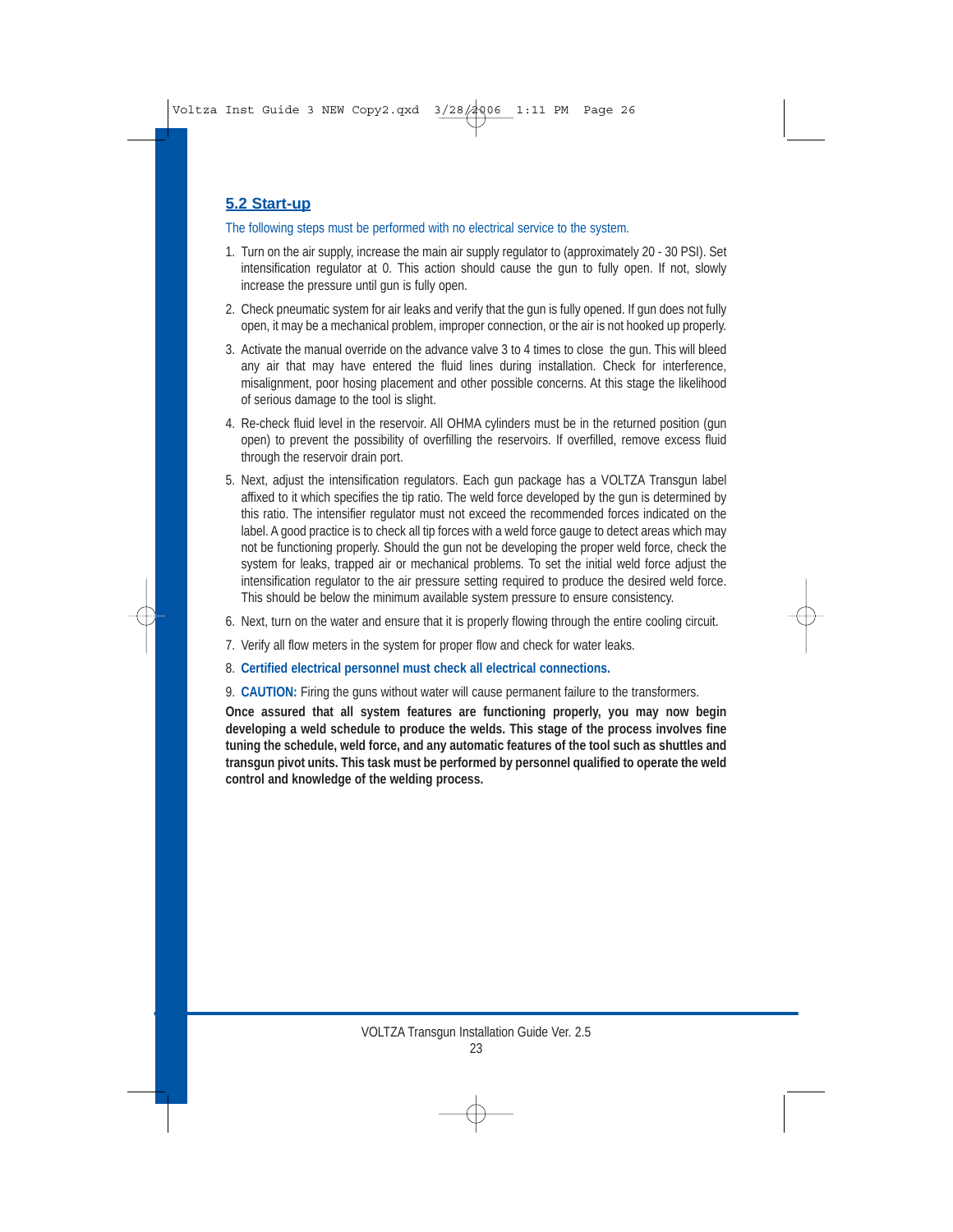## 5.2 Start-up

The following steps must be performed with no electrical service to the system.

1. Turn on the air supply, increase the main air supply regulator to (approximately 20 - 30 PSI). Set intensification regulator at 0. This action should cause the gun to fully open. If not, slowly increase the pressure until gun is fully open.
2. Check pneumatic system for air leaks and verify that the gun is fully opened. If gun does not fully open, it may be a mechanical problem, improper connection, or the air is not hooked up properly.
3. Activate the manual override on the advance valve 3 to 4 times to close the gun. This will bleed any air that may have entered the fluid lines during installation. Check for interference, misalignment, poor hosing placement and other possible concerns. At this stage the likelihood of serious damage to the tool is slight.
4. Re-check fluid level in the reservoir. All OHMA cylinders must be in the returned position (gun open) to prevent the possibility of overfilling the reservoirs. If overfilled, remove excess fluid through the reservoir drain port.
5. Next, adjust the intensification regulators. Each gun package has a VOLTZA Transgun label affixed to it which specifies the tip ratio. The weld force developed by the gun is determined by this ratio. The intensifier regulator must not exceed the recommended forces indicated on the label. A good practice is to check all tip forces with a weld force gauge to detect areas which may not be functioning properly. Should the gun not be developing the proper weld force, check the system for leaks, trapped air or mechanical problems. To set the initial weld force adjust the intensification regulator to the air pressure setting required to produce the desired weld force. This should be below the minimum available system pressure to ensure consistency.
6. Next, turn on the water and ensure that it is properly flowing through the entire cooling circuit.
7. Verify all flow meters in the system for proper flow and check for water leaks.
8. **Certified electrical personnel must check all electrical connections.**
9. **CAUTION:** Firing the guns without water will cause permanent failure to the transformers.

**Once assured that all system features are functioning properly, you may now begin developing a weld schedule to produce the welds. This stage of the process involves fine tuning the schedule, weld force, and any automatic features of the tool such as shuttles and transgun pivot units. This task must be performed by personnel qualified to operate the weld control and knowledge of the welding process.**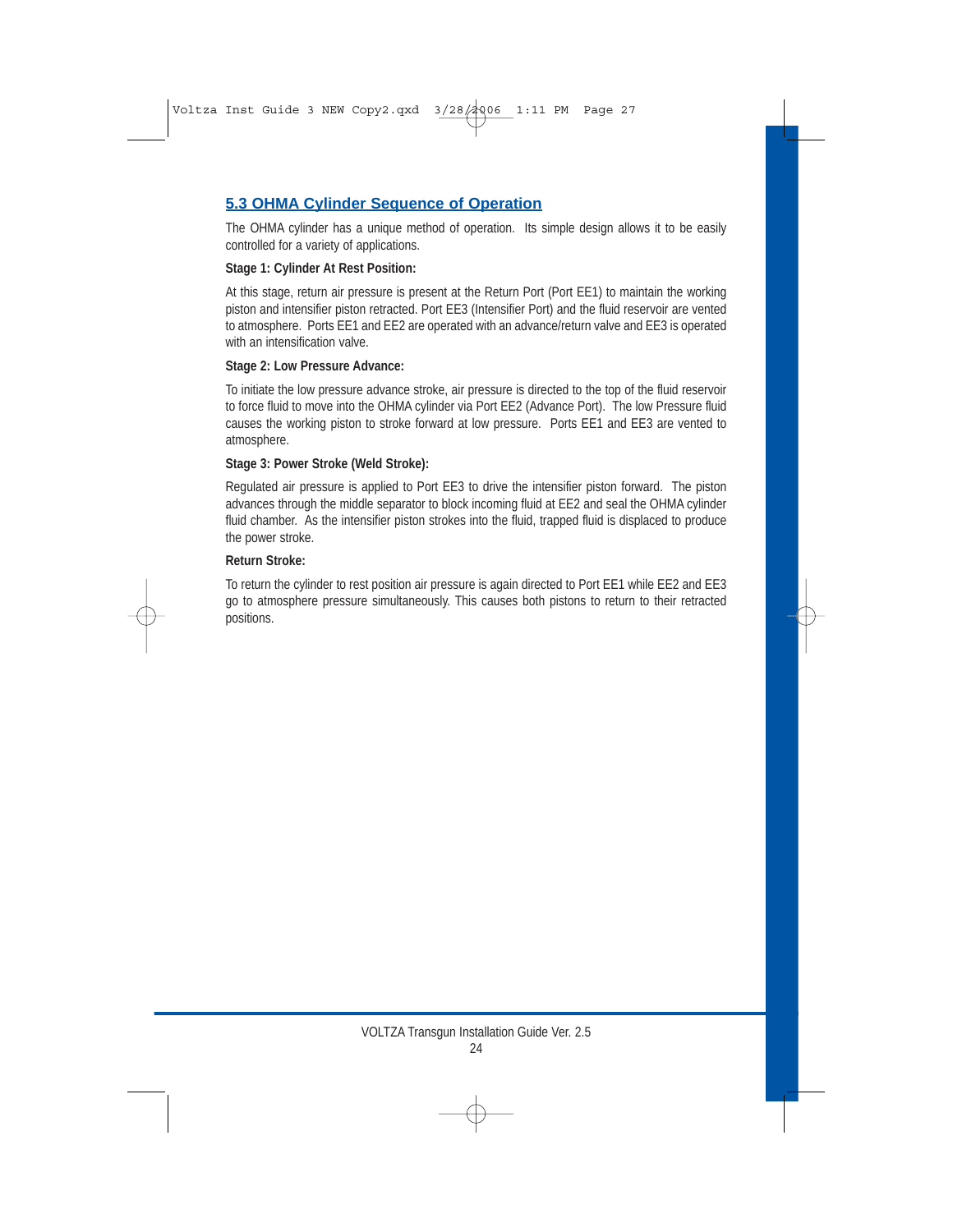## 5.3 OHMA Cylinder Sequence of Operation

The OHMA cylinder has a unique method of operation. Its simple design allows it to be easily controlled for a variety of applications.

**Stage 1: Cylinder At Rest Position:**

At this stage, return air pressure is present at the Return Port (Port EE1) to maintain the working piston and intensifier piston retracted. Port EE3 (Intensifier Port) and the fluid reservoir are vented to atmosphere. Ports EE1 and EE2 are operated with an advance/return valve and EE3 is operated with an intensification valve.

**Stage 2: Low Pressure Advance:**

To initiate the low pressure advance stroke, air pressure is directed to the top of the fluid reservoir to force fluid to move into the OHMA cylinder via Port EE2 (Advance Port). The low Pressure fluid causes the working piston to stroke forward at low pressure. Ports EE1 and EE3 are vented to atmosphere.

**Stage 3: Power Stroke (Weld Stroke):**

Regulated air pressure is applied to Port EE3 to drive the intensifier piston forward. The piston advances through the middle separator to block incoming fluid at EE2 and seal the OHMA cylinder fluid chamber. As the intensifier piston strokes into the fluid, trapped fluid is displaced to produce the power stroke.

**Return Stroke:**

To return the cylinder to rest position air pressure is again directed to Port EE1 while EE2 and EE3 go to atmosphere pressure simultaneously. This causes both pistons to return to their retracted positions.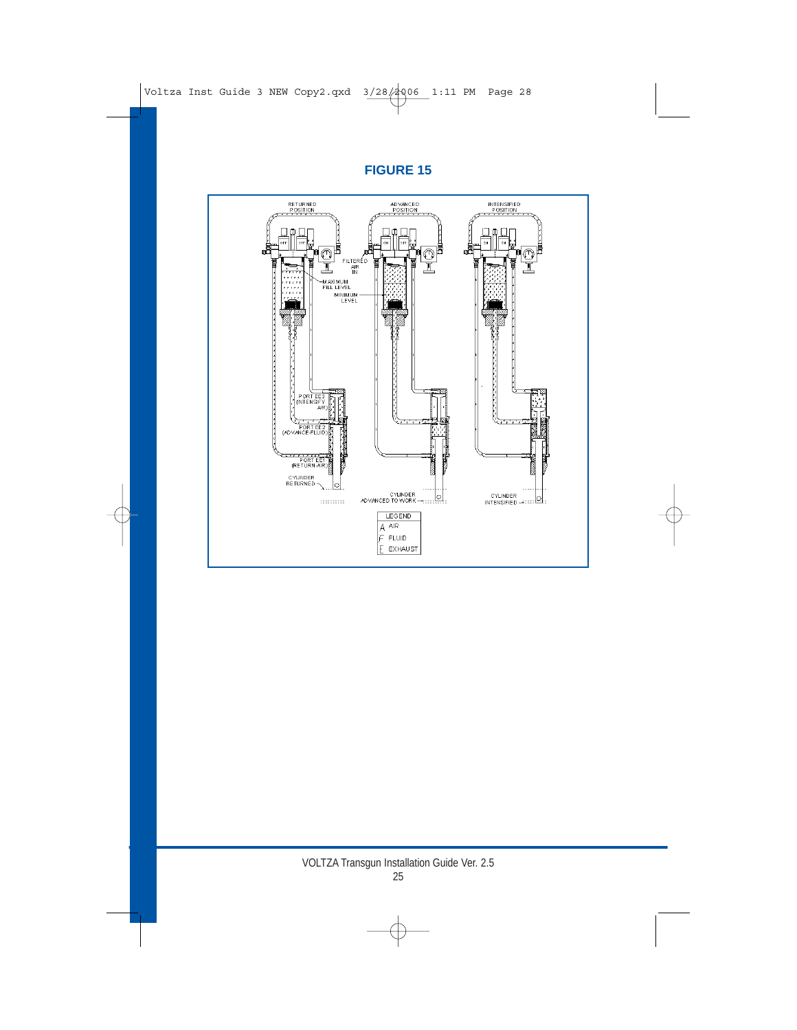## FIGURE 15

RETURNED POSITION

ADVANCED POSITION

INTENSIFIED POSITION

FILTERED AIR IN

MAXIMUM FILL LEVEL

MINIMUM LEVEL

PORT EE3 (INTENSIFY AIR)

PORT EE2 (ADVANCE-FLUID)

PORT EE1 (RETURN-AIR)

CYLINDER RETURNED

CYLINDER ADVANCED TO WORK

CYLINDER INTENSIFIED

| LEGEND | |
|---|---|
| A | AIR |
| F | FLUID |
| E | EXHAUST |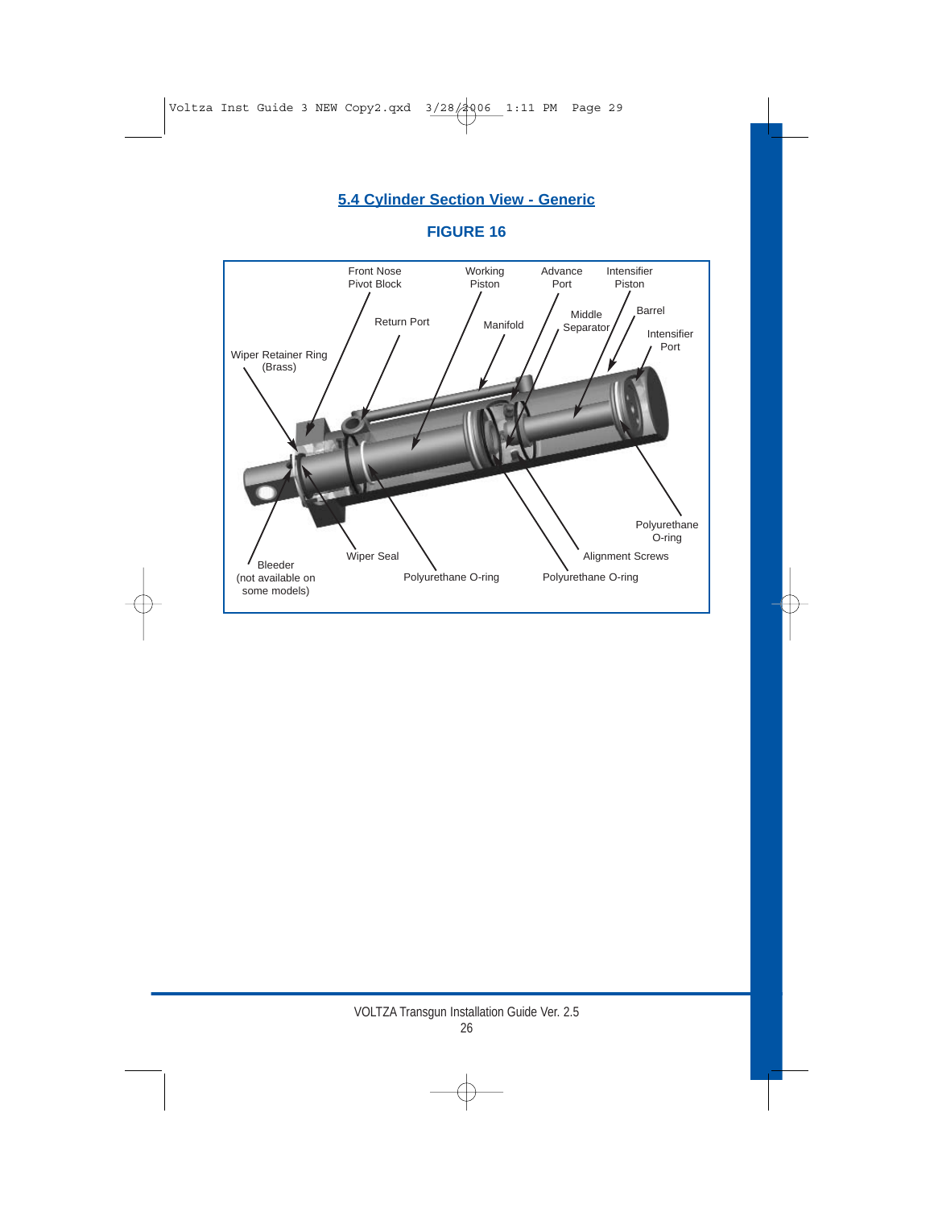## 5.4 Cylinder Section View - Generic

**FIGURE 16**

Front Nose Pivot Block

Working Piston

Advance Port

Intensifier Piston

Return Port

Manifold

Middle Separator

Barrel

Intensifier Port

Wiper Retainer Ring (Brass)

Polyurethane O-ring

Alignment Screws

Polyurethane O-ring

Polyurethane O-ring

Wiper Seal

Bleeder (not available on some models)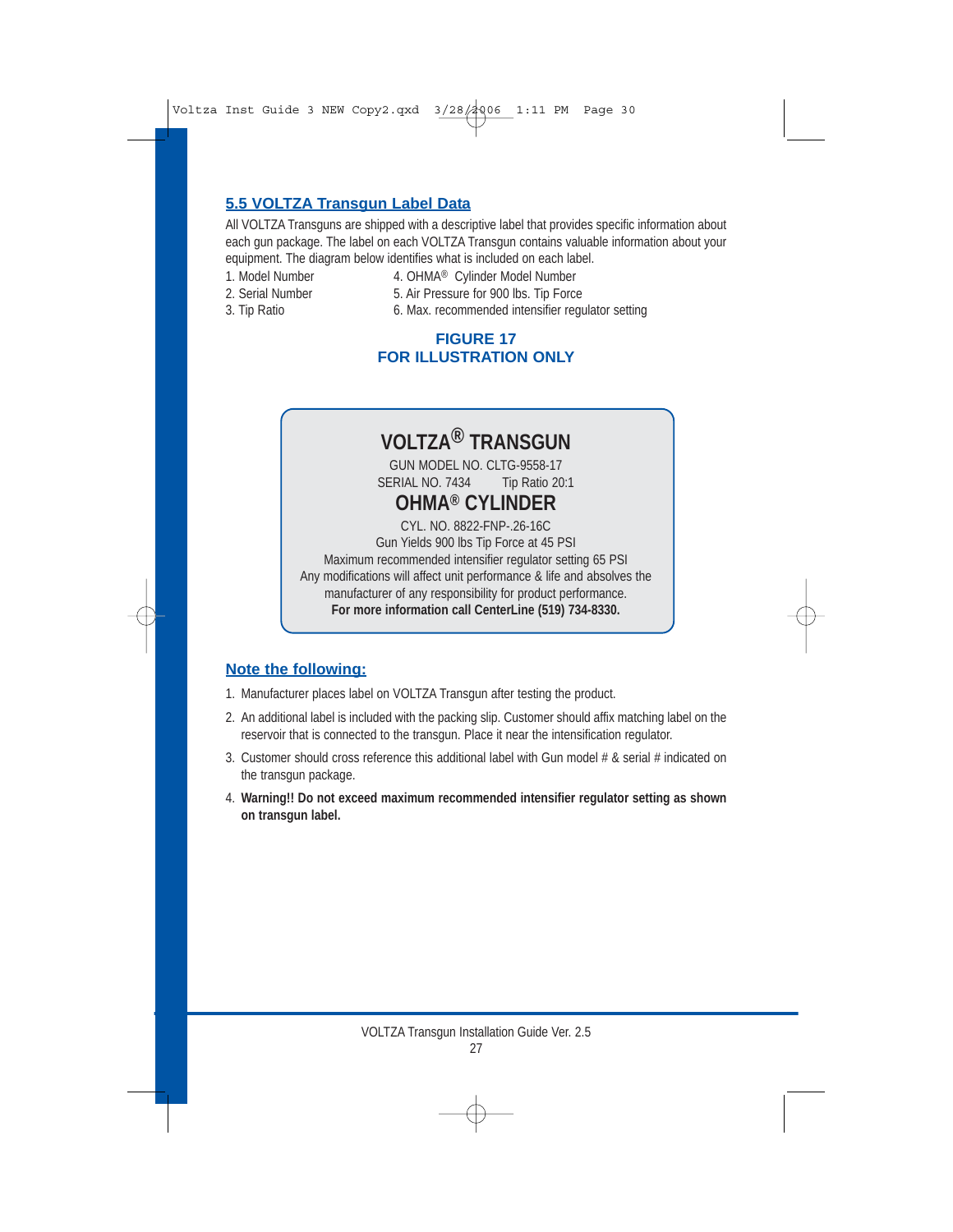## 5.5 VOLTZA Transgun Label Data

All VOLTZA Transguns are shipped with a descriptive label that provides specific information about each gun package. The label on each VOLTZA Transgun contains valuable information about your equipment. The diagram below identifies what is included on each label.

1. Model Number
2. Serial Number
3. Tip Ratio
4. OHMA® Cylinder Model Number
5. Air Pressure for 900 lbs. Tip Force
6. Max. recommended intensifier regulator setting

**FIGURE 17**
**FOR ILLUSTRATION ONLY**

> **VOLTZA® TRANSGUN**
> GUN MODEL NO. CLTG-9558-17
> SERIAL NO. 7434 Tip Ratio 20:1
> **OHMA® CYLINDER**
> CYL. NO. 8822-FNP-.26-16C
> Gun Yields 900 lbs Tip Force at 45 PSI
> Maximum recommended intensifier regulator setting 65 PSI
> Any modifications will affect unit performance & life and absolves the manufacturer of any responsibility for product performance.
> **For more information call CenterLine (519) 734-8330.**

## Note the following:

1. Manufacturer places label on VOLTZA Transgun after testing the product.
2. An additional label is included with the packing slip. Customer should affix matching label on the reservoir that is connected to the transgun. Place it near the intensification regulator.
3. Customer should cross reference this additional label with Gun model # & serial # indicated on the transgun package.
4. **Warning!! Do not exceed maximum recommended intensifier regulator setting as shown on transgun label.**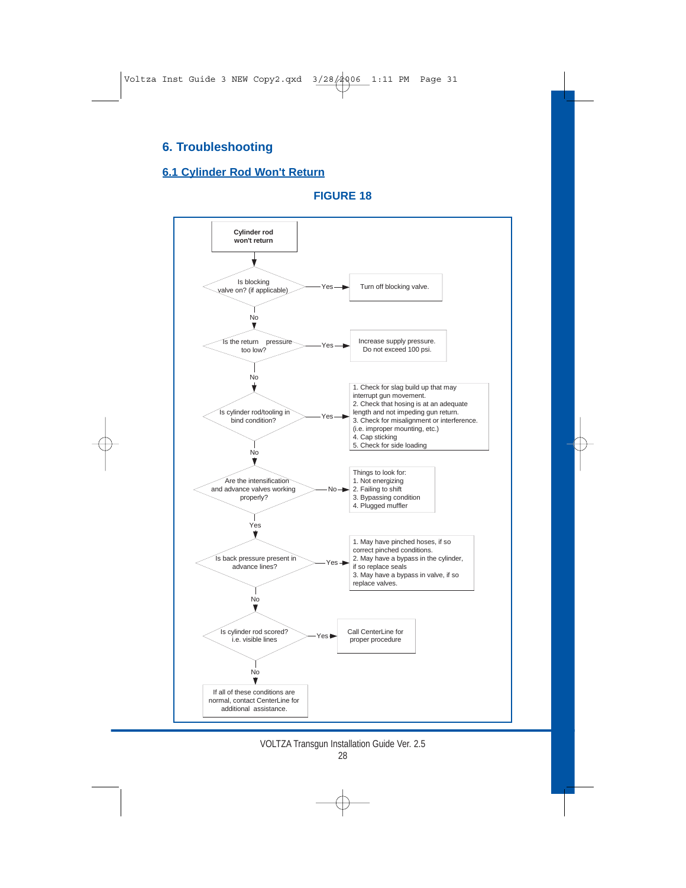## 6. Troubleshooting

### 6.1 Cylinder Rod Won't Return

**FIGURE 18**

**Cylinder rod won't return**

- Is blocking valve on? (if applicable)
  - Yes → Turn off blocking valve.
  - No ↓
- Is the return pressure too low?
  - Yes → Increase supply pressure. Do not exceed 100 psi.
  - No ↓
- Is cylinder rod/tooling in bind condition?
  - Yes →
    1. Check for slag build up that may interrupt gun movement.
    2. Check that hosing is at an adequate length and not impeding gun return.
    3. Check for misalignment or interference. (i.e. improper mounting, etc.)
    4. Cap sticking
    5. Check for side loading
  - No ↓
- Are the intensification and advance valves working properly?
  - No → Things to look for:
    1. Not energizing
    2. Failing to shift
    3. Bypassing condition
    4. Plugged muffler
  - Yes ↓
- Is back pressure present in advance lines?
  - Yes →
    1. May have pinched hoses, if so correct pinched conditions.
    2. May have a bypass in the cylinder, if so replace seals
    3. May have a bypass in valve, if so replace valves.
  - No ↓
- Is cylinder rod scored? i.e. visible lines
  - Yes → Call CenterLine for proper procedure
  - No ↓
- If all of these conditions are normal, contact CenterLine for additional assistance.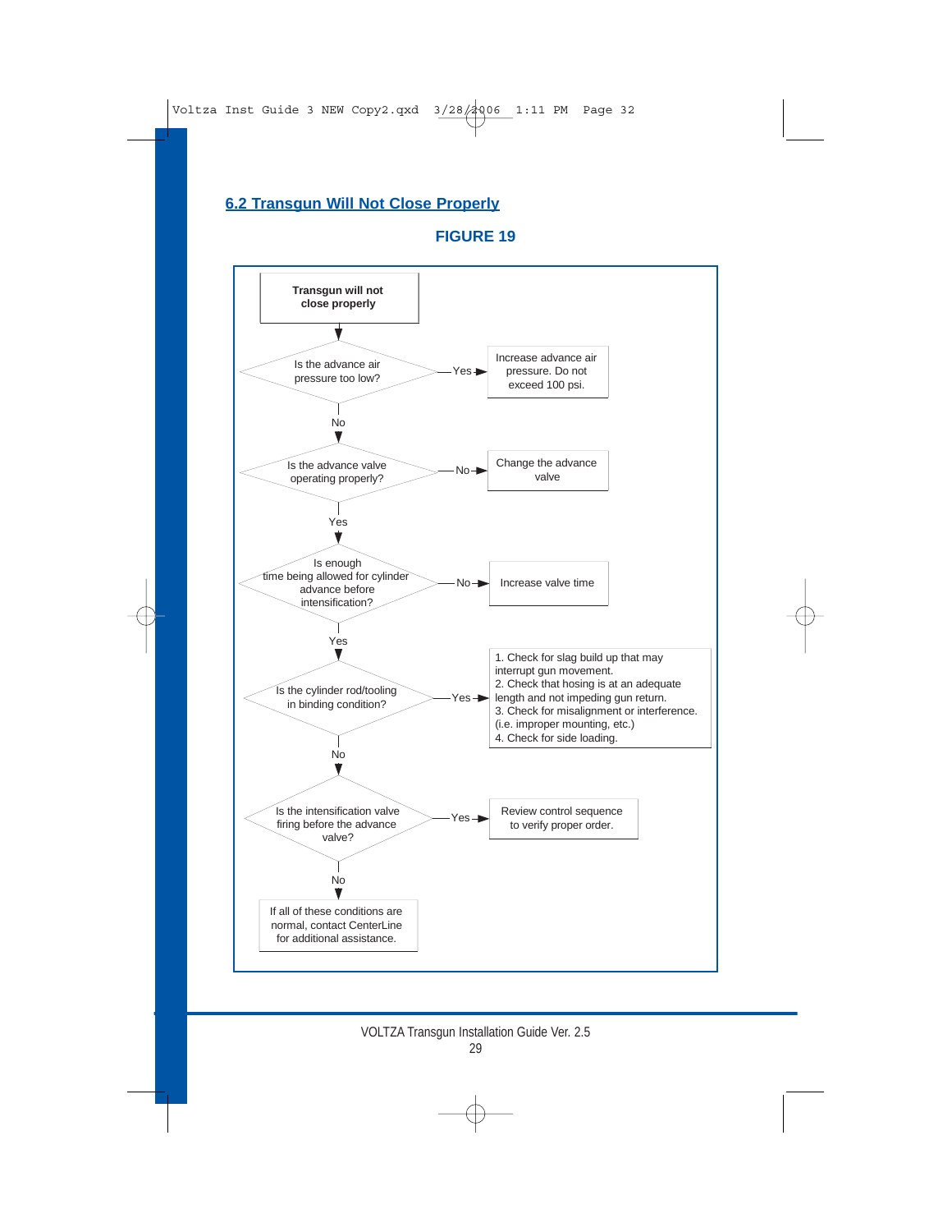## 6.2 Transgun Will Not Close Properly

**FIGURE 19**

**Transgun will not close properly**

- Is the advance air pressure too low?
  - Yes → Increase advance air pressure. Do not exceed 100 psi.
  - No ↓
- Is the advance valve operating properly?
  - No → Change the advance valve
  - Yes ↓
- Is enough time being allowed for cylinder advance before intensification?
  - No → Increase valve time
  - Yes ↓
- Is the cylinder rod/tooling in binding condition?
  - Yes →
    1. Check for slag build up that may interrupt gun movement.
    2. Check that hosing is at an adequate length and not impeding gun return.
    3. Check for misalignment or interference. (i.e. improper mounting, etc.)
    4. Check for side loading.
  - No ↓
- Is the intensification valve firing before the advance valve?
  - Yes → Review control sequence to verify proper order.
  - No ↓

If all of these conditions are normal, contact CenterLine for additional assistance.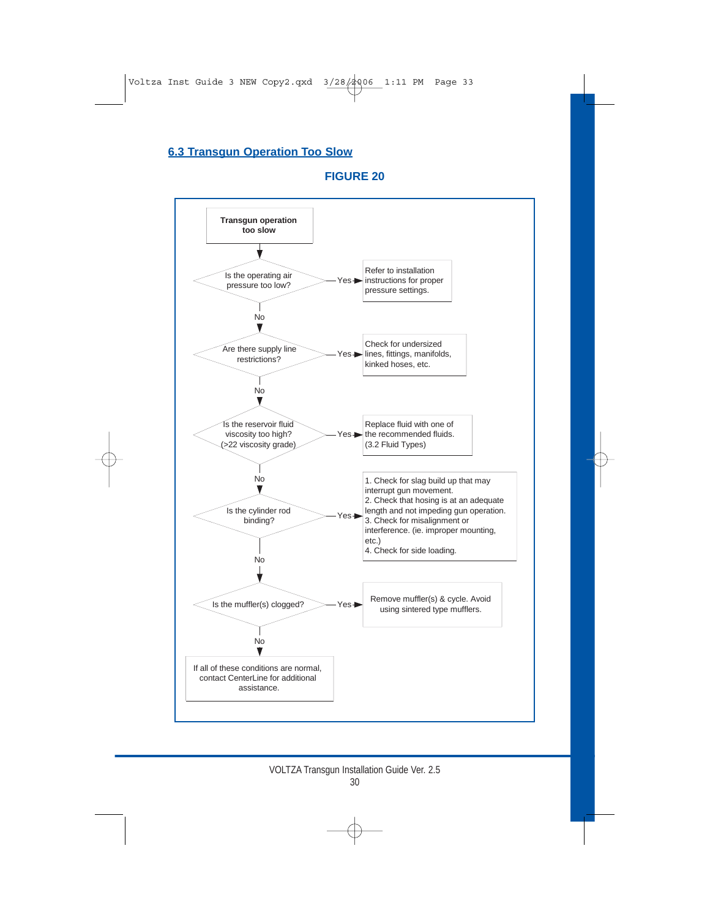## 6.3 Transgun Operation Too Slow

**FIGURE 20**

**Transgun operation too slow**

↓

Is the operating air pressure too low? — Yes → Refer to installation instructions for proper pressure settings.

No ↓

Are there supply line restrictions? — Yes → Check for undersized lines, fittings, manifolds, kinked hoses, etc.

No ↓

Is the reservoir fluid viscosity too high? (>22 viscosity grade) — Yes → Replace fluid with one of the recommended fluids. (3.2 Fluid Types)

No ↓

Is the cylinder rod binding? — Yes →
1. Check for slag build up that may interrupt gun movement.
2. Check that hosing is at an adequate length and not impeding gun operation.
3. Check for misalignment or interference. (ie. improper mounting, etc.)
4. Check for side loading.

No ↓

Is the muffler(s) clogged? — Yes → Remove muffler(s) & cycle. Avoid using sintered type mufflers.

No ↓

If all of these conditions are normal, contact CenterLine for additional assistance.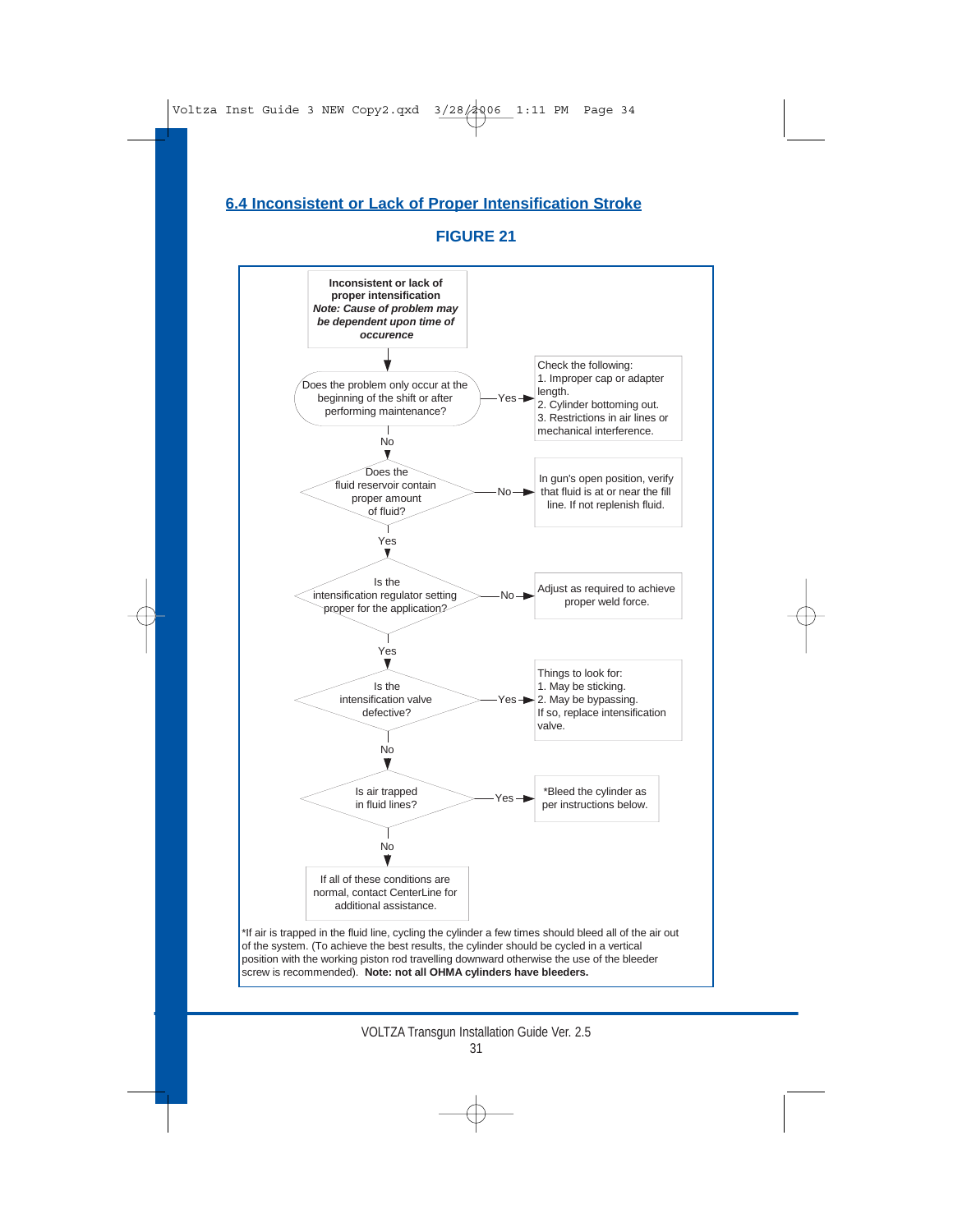## 6.4 Inconsistent or Lack of Proper Intensification Stroke

**FIGURE 21**

**Inconsistent or lack of proper intensification**
***Note: Cause of problem may be dependent upon time of occurence***

↓

**Does the problem only occur at the beginning of the shift or after performing maintenance?**

- **Yes** → Check the following:
  1. Improper cap or adapter length.
  2. Cylinder bottoming out.
  3. Restrictions in air lines or mechanical interference.
- **No** ↓

**Does the fluid reservoir contain proper amount of fluid?**

- **No** → In gun's open position, verify that fluid is at or near the fill line. If not replenish fluid.
- **Yes** ↓

**Is the intensification regulator setting proper for the application?**

- **No** → Adjust as required to achieve proper weld force.
- **Yes** ↓

**Is the intensification valve defective?**

- **Yes** → Things to look for:
  1. May be sticking.
  2. May be bypassing.
  
  If so, replace intensification valve.
- **No** ↓

**Is air trapped in fluid lines?**

- **Yes** → *Bleed the cylinder as per instructions below.
- **No** ↓

If all of these conditions are normal, contact CenterLine for additional assistance.

*If air is trapped in the fluid line, cycling the cylinder a few times should bleed all of the air out of the system. (To achieve the best results, the cylinder should be cycled in a vertical position with the working piston rod travelling downward otherwise the use of the bleeder screw is recommended). **Note: not all OHMA cylinders have bleeders.**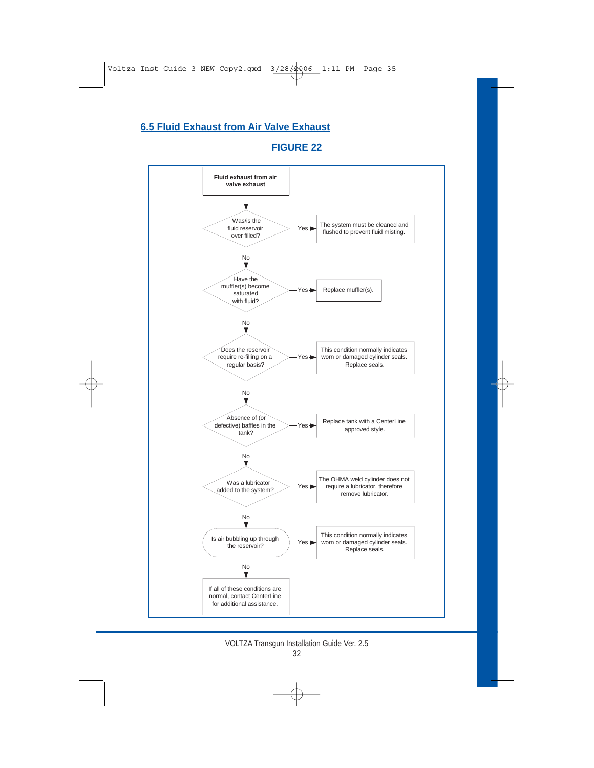## 6.5 Fluid Exhaust from Air Valve Exhaust

**FIGURE 22**

**Fluid exhaust from air valve exhaust**

- Was/is the fluid reservoir over filled?
  - Yes → The system must be cleaned and flushed to prevent fluid misting.
  - No ↓
- Have the muffler(s) become saturated with fluid?
  - Yes → Replace muffler(s).
  - No ↓
- Does the reservoir require re-filling on a regular basis?
  - Yes → This condition normally indicates worn or damaged cylinder seals. Replace seals.
  - No ↓
- Absence of (or defective) baffles in the tank?
  - Yes → Replace tank with a CenterLine approved style.
  - No ↓
- Was a lubricator added to the system?
  - Yes → The OHMA weld cylinder does not require a lubricator, therefore remove lubricator.
  - No ↓
- Is air bubbling up through the reservoir?
  - Yes → This condition normally indicates worn or damaged cylinder seals. Replace seals.
  - No ↓
- If all of these conditions are normal, contact CenterLine for additional assistance.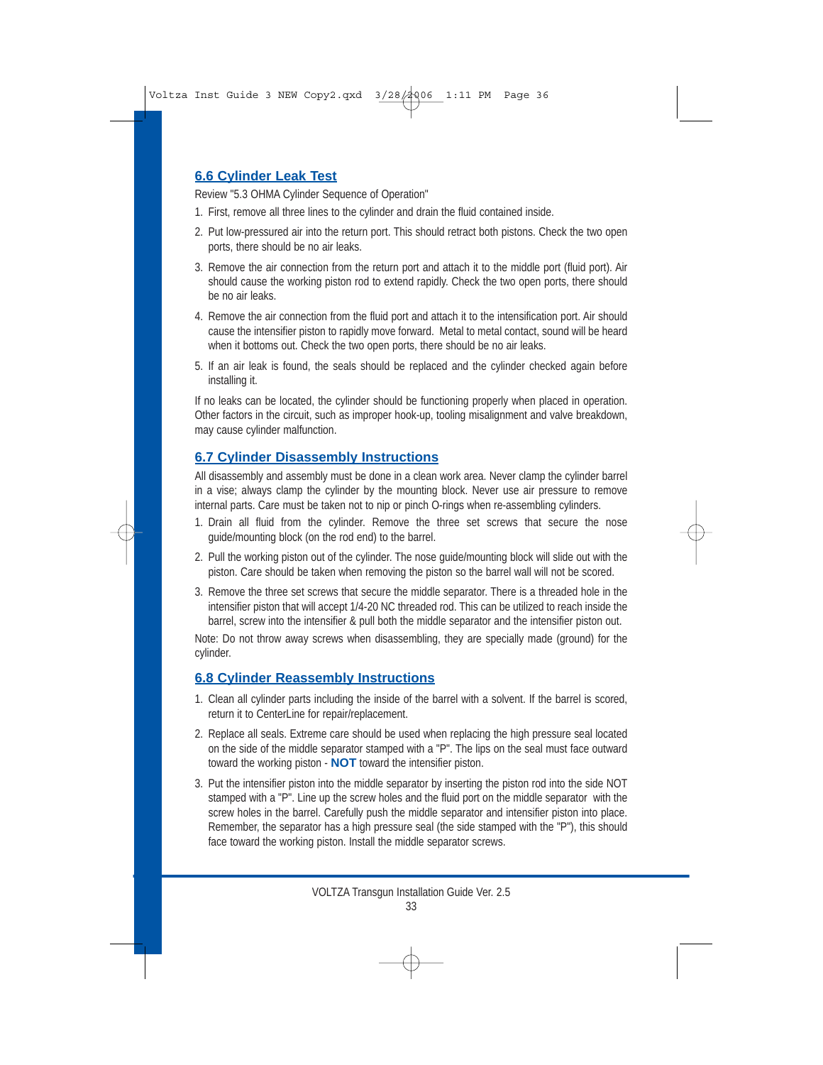## 6.6 Cylinder Leak Test

Review "5.3 OHMA Cylinder Sequence of Operation"

1. First, remove all three lines to the cylinder and drain the fluid contained inside.
2. Put low-pressured air into the return port. This should retract both pistons. Check the two open ports, there should be no air leaks.
3. Remove the air connection from the return port and attach it to the middle port (fluid port). Air should cause the working piston rod to extend rapidly. Check the two open ports, there should be no air leaks.
4. Remove the air connection from the fluid port and attach it to the intensification port. Air should cause the intensifier piston to rapidly move forward. Metal to metal contact, sound will be heard when it bottoms out. Check the two open ports, there should be no air leaks.
5. If an air leak is found, the seals should be replaced and the cylinder checked again before installing it.

If no leaks can be located, the cylinder should be functioning properly when placed in operation. Other factors in the circuit, such as improper hook-up, tooling misalignment and valve breakdown, may cause cylinder malfunction.

## 6.7 Cylinder Disassembly Instructions

All disassembly and assembly must be done in a clean work area. Never clamp the cylinder barrel in a vise; always clamp the cylinder by the mounting block. Never use air pressure to remove internal parts. Care must be taken not to nip or pinch O-rings when re-assembling cylinders.

1. Drain all fluid from the cylinder. Remove the three set screws that secure the nose guide/mounting block (on the rod end) to the barrel.
2. Pull the working piston out of the cylinder. The nose guide/mounting block will slide out with the piston. Care should be taken when removing the piston so the barrel wall will not be scored.
3. Remove the three set screws that secure the middle separator. There is a threaded hole in the intensifier piston that will accept 1/4-20 NC threaded rod. This can be utilized to reach inside the barrel, screw into the intensifier & pull both the middle separator and the intensifier piston out.

Note: Do not throw away screws when disassembling, they are specially made (ground) for the cylinder.

## 6.8 Cylinder Reassembly Instructions

1. Clean all cylinder parts including the inside of the barrel with a solvent. If the barrel is scored, return it to CenterLine for repair/replacement.
2. Replace all seals. Extreme care should be used when replacing the high pressure seal located on the side of the middle separator stamped with a "P". The lips on the seal must face outward toward the working piston - **NOT** toward the intensifier piston.
3. Put the intensifier piston into the middle separator by inserting the piston rod into the side NOT stamped with a "P". Line up the screw holes and the fluid port on the middle separator with the screw holes in the barrel. Carefully push the middle separator and intensifier piston into place. Remember, the separator has a high pressure seal (the side stamped with the "P"), this should face toward the working piston. Install the middle separator screws.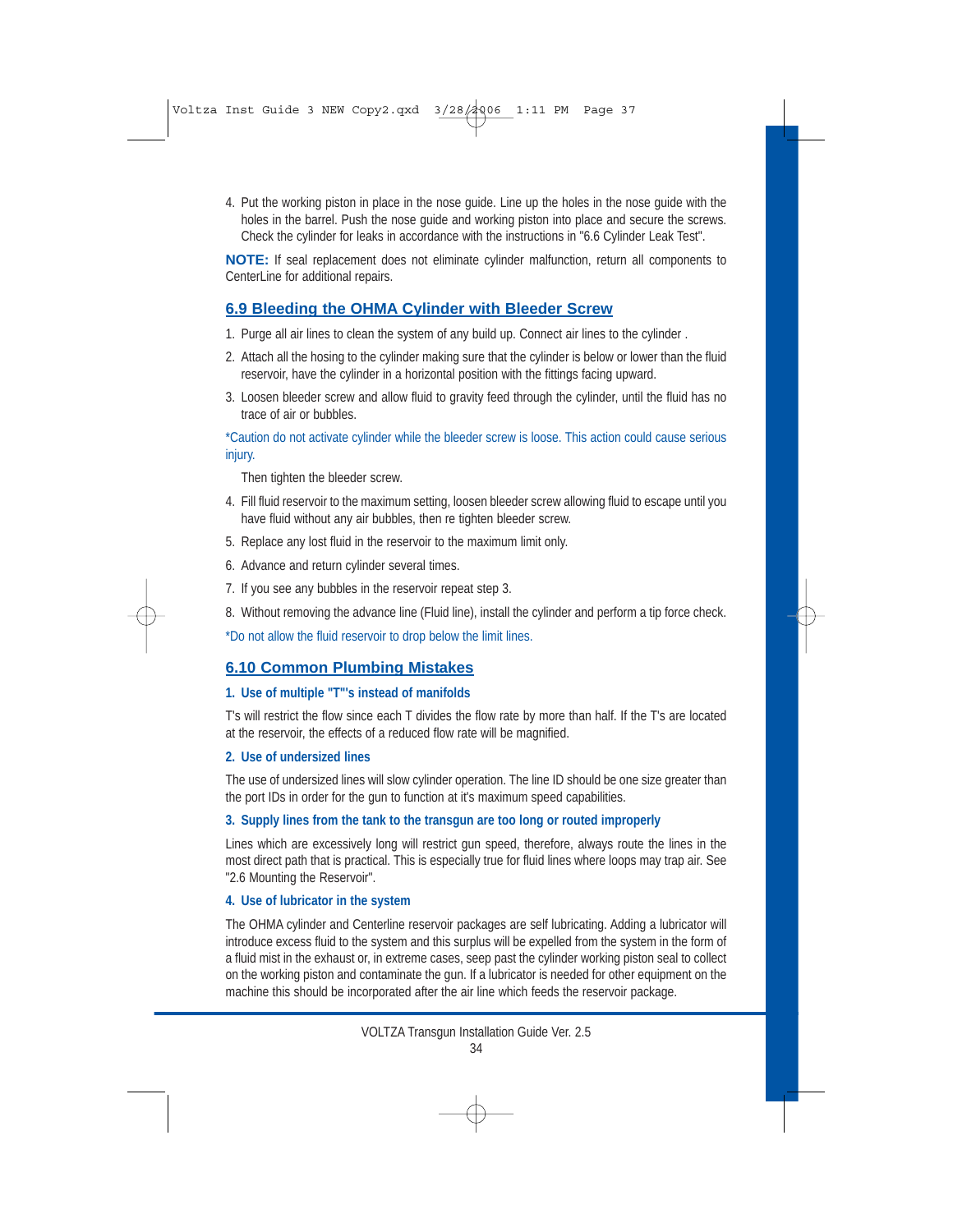4. Put the working piston in place in the nose guide. Line up the holes in the nose guide with the holes in the barrel. Push the nose guide and working piston into place and secure the screws. Check the cylinder for leaks in accordance with the instructions in "6.6 Cylinder Leak Test".

**NOTE:** If seal replacement does not eliminate cylinder malfunction, return all components to CenterLine for additional repairs.

## 6.9 Bleeding the OHMA Cylinder with Bleeder Screw

1. Purge all air lines to clean the system of any build up. Connect air lines to the cylinder .
2. Attach all the hosing to the cylinder making sure that the cylinder is below or lower than the fluid reservoir, have the cylinder in a horizontal position with the fittings facing upward.
3. Loosen bleeder screw and allow fluid to gravity feed through the cylinder, until the fluid has no trace of air or bubbles.

*Caution do not activate cylinder while the bleeder screw is loose. This action could cause serious injury.

   Then tighten the bleeder screw.

4. Fill fluid reservoir to the maximum setting, loosen bleeder screw allowing fluid to escape until you have fluid without any air bubbles, then re tighten bleeder screw.
5. Replace any lost fluid in the reservoir to the maximum limit only.
6. Advance and return cylinder several times.
7. If you see any bubbles in the reservoir repeat step 3.
8. Without removing the advance line (Fluid line), install the cylinder and perform a tip force check.

*Do not allow the fluid reservoir to drop below the limit lines.

## 6.10 Common Plumbing Mistakes

### 1. Use of multiple "T"'s instead of manifolds

T's will restrict the flow since each T divides the flow rate by more than half. If the T's are located at the reservoir, the effects of a reduced flow rate will be magnified.

### 2. Use of undersized lines

The use of undersized lines will slow cylinder operation. The line ID should be one size greater than the port IDs in order for the gun to function at it's maximum speed capabilities.

### 3. Supply lines from the tank to the transgun are too long or routed improperly

Lines which are excessively long will restrict gun speed, therefore, always route the lines in the most direct path that is practical. This is especially true for fluid lines where loops may trap air. See "2.6 Mounting the Reservoir".

### 4. Use of lubricator in the system

The OHMA cylinder and Centerline reservoir packages are self lubricating. Adding a lubricator will introduce excess fluid to the system and this surplus will be expelled from the system in the form of a fluid mist in the exhaust or, in extreme cases, seep past the cylinder working piston seal to collect on the working piston and contaminate the gun. If a lubricator is needed for other equipment on the machine this should be incorporated after the air line which feeds the reservoir package.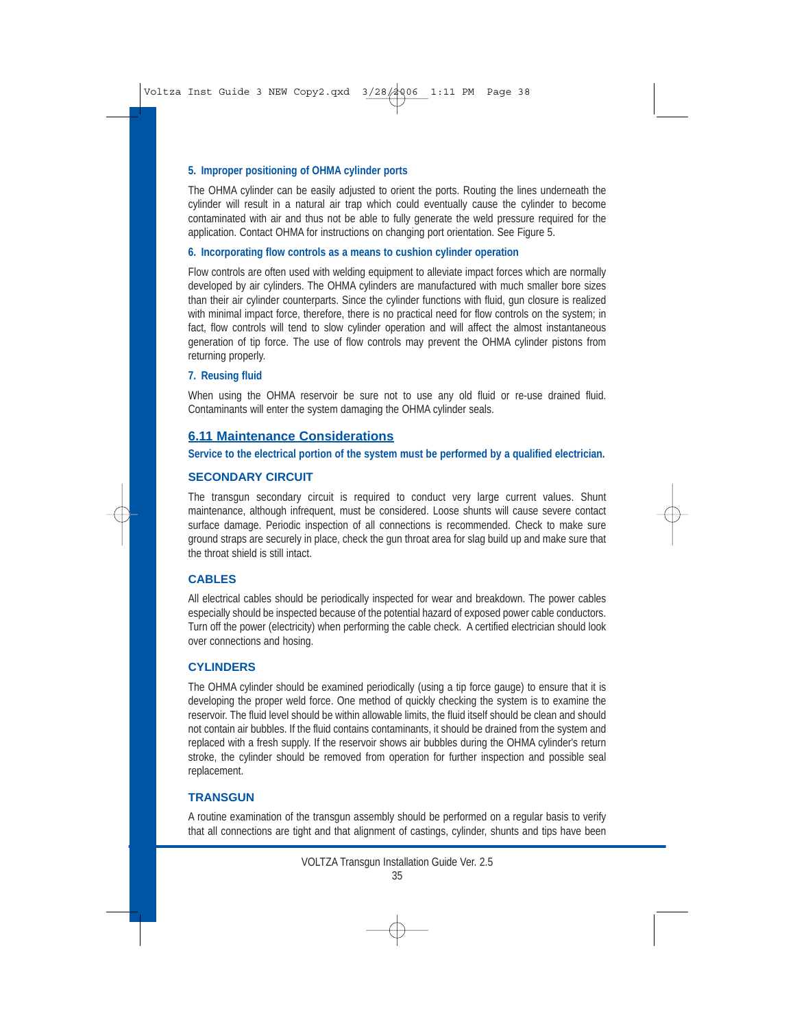**5. Improper positioning of OHMA cylinder ports**

The OHMA cylinder can be easily adjusted to orient the ports. Routing the lines underneath the cylinder will result in a natural air trap which could eventually cause the cylinder to become contaminated with air and thus not be able to fully generate the weld pressure required for the application. Contact OHMA for instructions on changing port orientation. See Figure 5.

**6. Incorporating flow controls as a means to cushion cylinder operation**

Flow controls are often used with welding equipment to alleviate impact forces which are normally developed by air cylinders. The OHMA cylinders are manufactured with much smaller bore sizes than their air cylinder counterparts. Since the cylinder functions with fluid, gun closure is realized with minimal impact force, therefore, there is no practical need for flow controls on the system; in fact, flow controls will tend to slow cylinder operation and will affect the almost instantaneous generation of tip force. The use of flow controls may prevent the OHMA cylinder pistons from returning properly.

**7. Reusing fluid**

When using the OHMA reservoir be sure not to use any old fluid or re-use drained fluid. Contaminants will enter the system damaging the OHMA cylinder seals.

## 6.11 Maintenance Considerations

**Service to the electrical portion of the system must be performed by a qualified electrician.**

### SECONDARY CIRCUIT

The transgun secondary circuit is required to conduct very large current values. Shunt maintenance, although infrequent, must be considered. Loose shunts will cause severe contact surface damage. Periodic inspection of all connections is recommended. Check to make sure ground straps are securely in place, check the gun throat area for slag build up and make sure that the throat shield is still intact.

### CABLES

All electrical cables should be periodically inspected for wear and breakdown. The power cables especially should be inspected because of the potential hazard of exposed power cable conductors. Turn off the power (electricity) when performing the cable check. A certified electrician should look over connections and hosing.

### CYLINDERS

The OHMA cylinder should be examined periodically (using a tip force gauge) to ensure that it is developing the proper weld force. One method of quickly checking the system is to examine the reservoir. The fluid level should be within allowable limits, the fluid itself should be clean and should not contain air bubbles. If the fluid contains contaminants, it should be drained from the system and replaced with a fresh supply. If the reservoir shows air bubbles during the OHMA cylinder's return stroke, the cylinder should be removed from operation for further inspection and possible seal replacement.

### TRANSGUN

A routine examination of the transgun assembly should be performed on a regular basis to verify that all connections are tight and that alignment of castings, cylinder, shunts and tips have been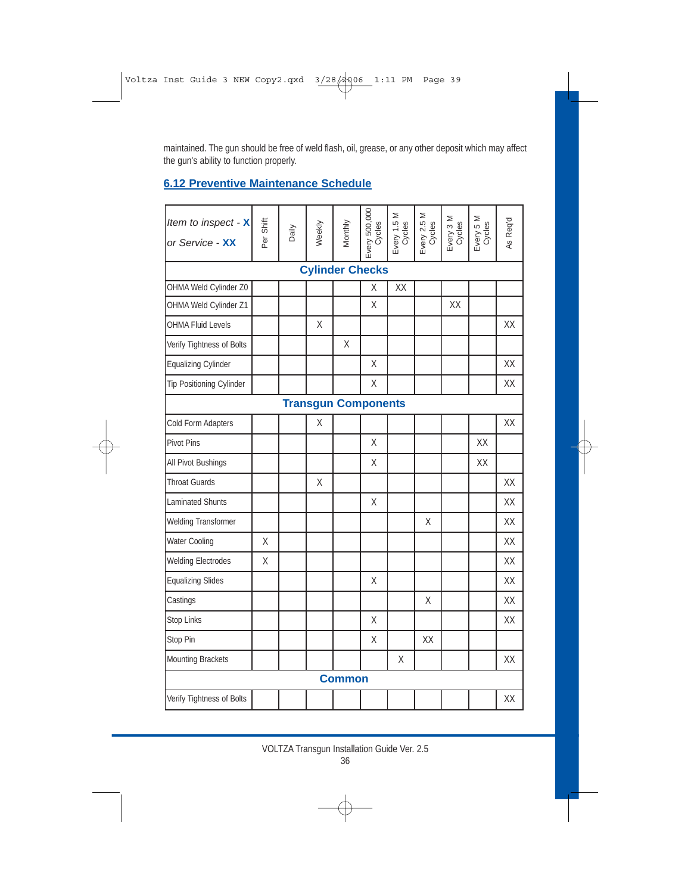maintained. The gun should be free of weld flash, oil, grease, or any other deposit which may affect the gun's ability to function properly.

## 6.12 Preventive Maintenance Schedule

| Item to inspect - X or Service - XX | Per Shift | Daily | Weekly | Monthly | Every 500,000 Cycles | Every 1.5 M Cycles | Every 2.5 M Cycles | Every 3 M Cycles | Every 5 M Cycles | As Req'd |
|---|---|---|---|---|---|---|---|---|---|---|
| **Cylinder Checks** | | | | | | | | | | |
| OHMA Weld Cylinder Z0 | | | | | X | XX | | | | |
| OHMA Weld Cylinder Z1 | | | | | X | | | XX | | |
| OHMA Fluid Levels | | | X | | | | | | | XX |
| Verify Tightness of Bolts | | | | X | | | | | | |
| Equalizing Cylinder | | | | | X | | | | | XX |
| Tip Positioning Cylinder | | | | | X | | | | | XX |
| **Transgun Components** | | | | | | | | | | |
| Cold Form Adapters | | | X | | | | | | | XX |
| Pivot Pins | | | | | X | | | | XX | |
| All Pivot Bushings | | | | | X | | | | XX | |
| Throat Guards | | | X | | | | | | | XX |
| Laminated Shunts | | | | | X | | | | | XX |
| Welding Transformer | | | | | | | X | | | XX |
| Water Cooling | X | | | | | | | | | XX |
| Welding Electrodes | X | | | | | | | | | XX |
| Equalizing Slides | | | | | X | | | | | XX |
| Castings | | | | | | | X | | | XX |
| Stop Links | | | | | X | | | | | XX |
| Stop Pin | | | | | X | | XX | | | |
| Mounting Brackets | | | | | | X | | | | XX |
| **Common** | | | | | | | | | | |
| Verify Tightness of Bolts | | | | | | | | | | XX |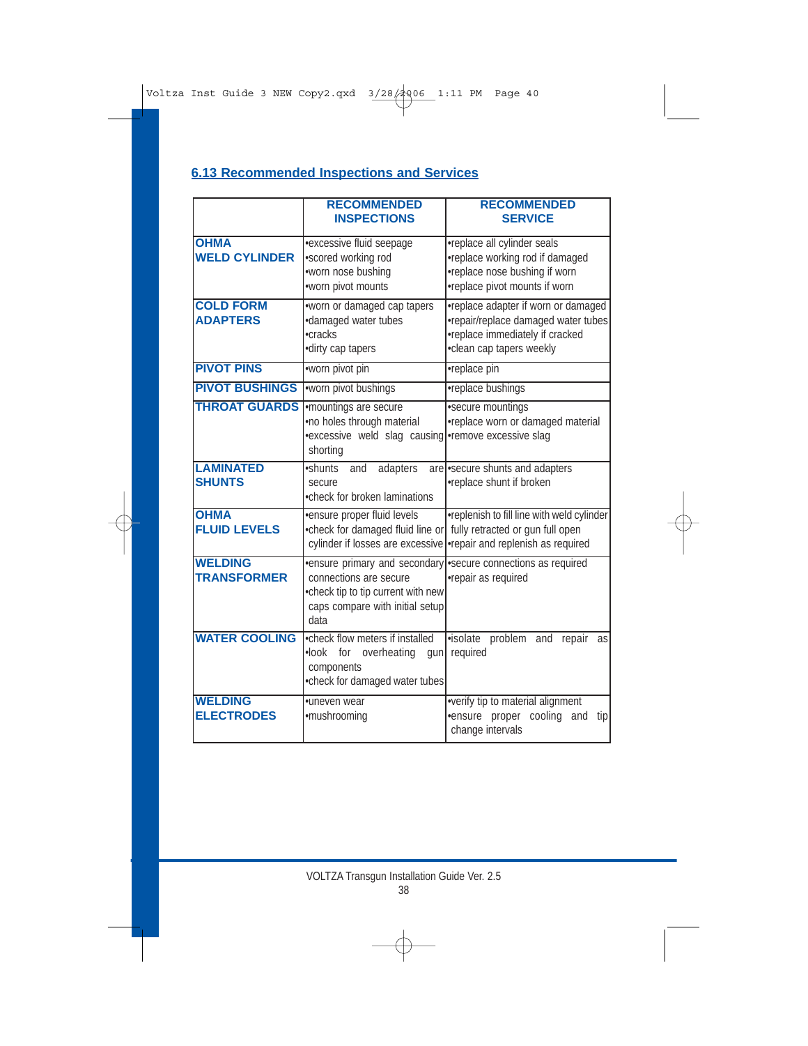## 6.13 Recommended Inspections and Services

| | RECOMMENDED INSPECTIONS | RECOMMENDED SERVICE |
|---|---|---|
| **OHMA WELD CYLINDER** | •excessive fluid seepage<br>•scored working rod<br>•worn nose bushing<br>•worn pivot mounts | •replace all cylinder seals<br>•replace working rod if damaged<br>•replace nose bushing if worn<br>•replace pivot mounts if worn |
| **COLD FORM ADAPTERS** | •worn or damaged cap tapers<br>•damaged water tubes<br>•cracks<br>•dirty cap tapers | •replace adapter if worn or damaged<br>•repair/replace damaged water tubes<br>•replace immediately if cracked<br>•clean cap tapers weekly |
| **PIVOT PINS** | •worn pivot pin | •replace pin |
| **PIVOT BUSHINGS** | •worn pivot bushings | •replace bushings |
| **THROAT GUARDS** | •mountings are secure<br>•no holes through material<br>•excessive weld slag causing shorting | •secure mountings<br>•replace worn or damaged material<br>•remove excessive slag |
| **LAMINATED SHUNTS** | •shunts and adapters are secure<br>•check for broken laminations | •secure shunts and adapters<br>•replace shunt if broken |
| **OHMA FLUID LEVELS** | •ensure proper fluid levels<br>•check for damaged fluid line or cylinder if losses are excessive | •replenish to fill line with weld cylinder fully retracted or gun full open<br>•repair and replenish as required |
| **WELDING TRANSFORMER** | •ensure primary and secondary connections are secure<br>•check tip to tip current with new caps compare with initial setup data | •secure connections as required<br>•repair as required |
| **WATER COOLING** | •check flow meters if installed<br>•look for overheating gun components<br>•check for damaged water tubes | •isolate problem and repair as required |
| **WELDING ELECTRODES** | •uneven wear<br>•mushrooming | •verify tip to material alignment<br>•ensure proper cooling and tip change intervals |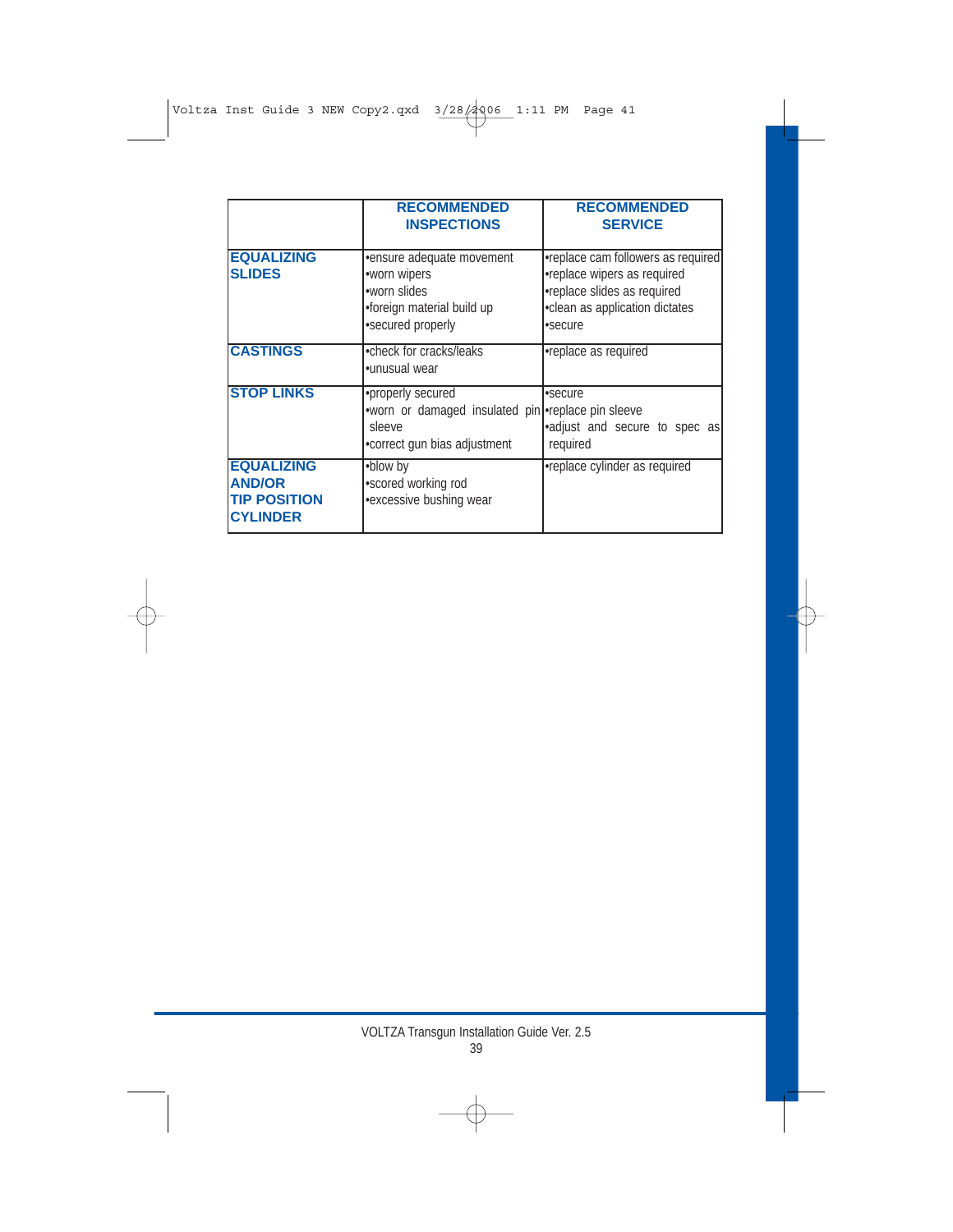| | RECOMMENDED INSPECTIONS | RECOMMENDED SERVICE |
|---|---|---|
| **EQUALIZING SLIDES** | •ensure adequate movement<br>•worn wipers<br>•worn slides<br>•foreign material build up<br>•secured properly | •replace cam followers as required<br>•replace wipers as required<br>•replace slides as required<br>•clean as application dictates<br>•secure |
| **CASTINGS** | •check for cracks/leaks<br>•unusual wear | •replace as required |
| **STOP LINKS** | •properly secured<br>•worn or damaged insulated pin sleeve<br>•correct gun bias adjustment | •secure<br>•replace pin sleeve<br>•adjust and secure to spec as required |
| **EQUALIZING AND/OR TIP POSITION CYLINDER** | •blow by<br>•scored working rod<br>•excessive bushing wear | •replace cylinder as required |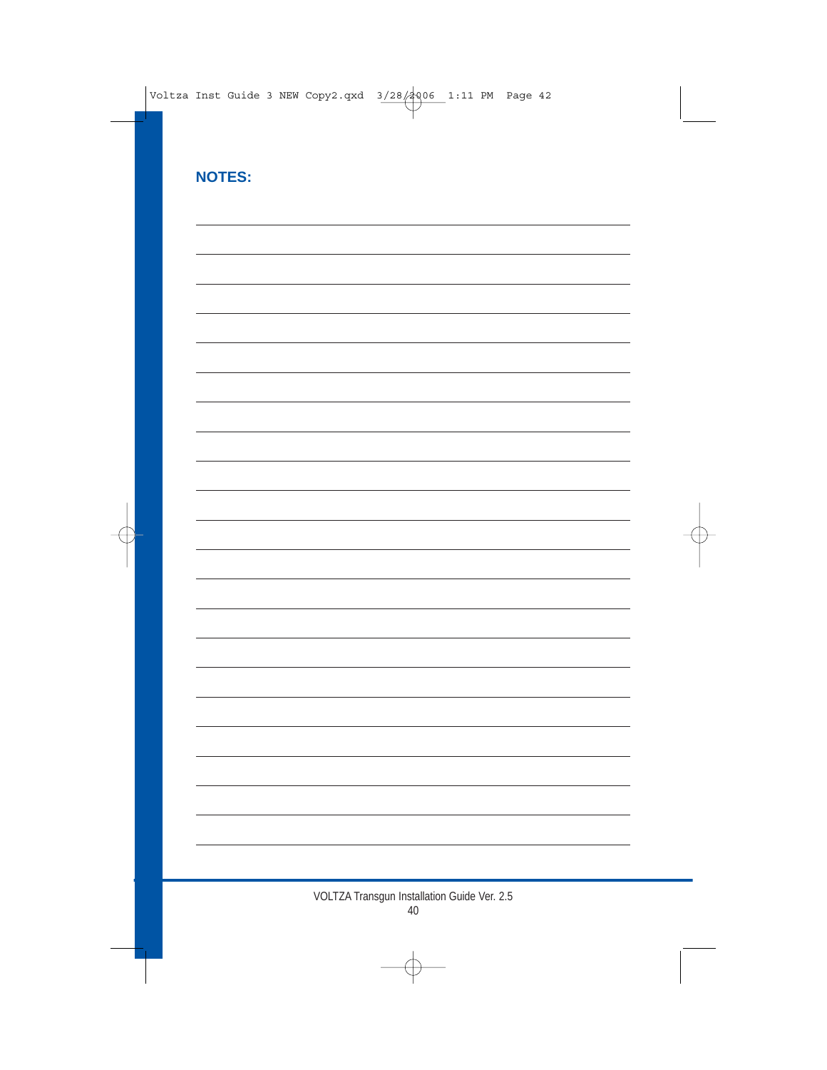## NOTES: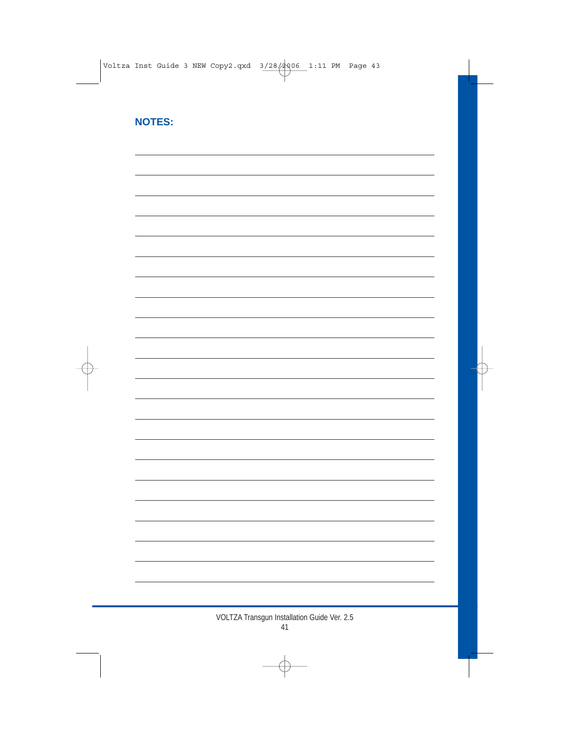## NOTES: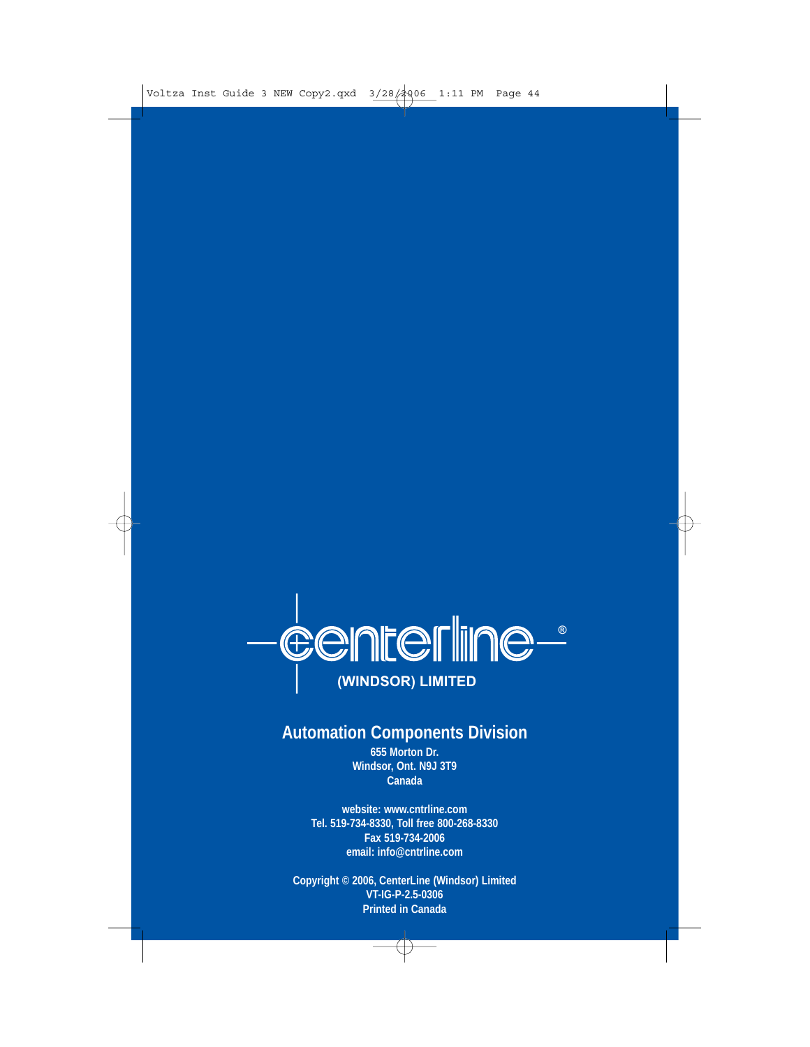centerline®

(WINDSOR) LIMITED

## Automation Components Division

**655 Morton Dr.**
**Windsor, Ont. N9J 3T9**
**Canada**

**website: www.cntrline.com**
**Tel. 519-734-8330, Toll free 800-268-8330**
**Fax 519-734-2006**
**email: info@cntrline.com**

**Copyright © 2006, CenterLine (Windsor) Limited**
**VT-IG-P-2.5-0306**
**Printed in Canada**